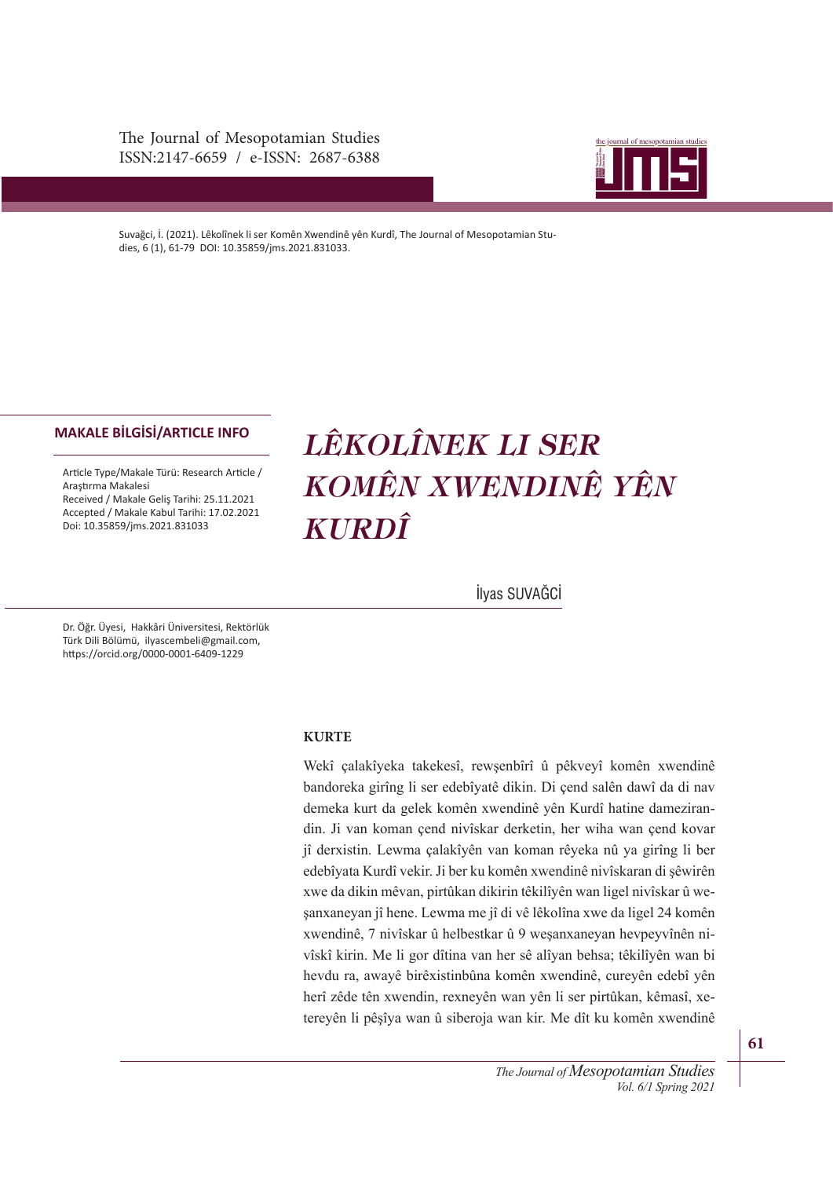Suvağci, İ. (2021). Lêkolînek li ser Komên Xwendinê yên Kurdî, The Journal of Mesopotamian Studies, 6 (1), 61-79 DOI: 10.35859/jms.2021.831033.

**MAKALE BİLGİSİ/ARTICLE INFO**

Article Type/Makale Türü: Research Article / Araştırma Makalesi
Received / Makale Geliş Tarihi: 25.11.2021
Accepted / Makale Kabul Tarihi: 17.02.2021
Doi: 10.35859/jms.2021.831033

# *LÊKOLÎNEK LI SER KOMÊN XWENDINÊ YÊN KURDÎ*

İlyas SUVAĞCİ

Dr. Öğr. Üyesi, Hakkâri Üniversitesi, Rektörlük Türk Dili Bölümü, ilyascembeli@gmail.com, https://orcid.org/0000-0001-6409-1229

**KURTE**

Wekî çalakîyeka takekesî, rewşenbîrî û pêkveyî komên xwendinê bandoreka girîng li ser edebîyatê dikin. Di çend salên dawî da di nav demeka kurt da gelek komên xwendinê yên Kurdî hatine dameziran-din. Ji van koman çend nivîskar derketin, her wiha wan çend kovar jî derxistin. Lewma çalakîyên van koman rêyeka nû ya girîng li ber edebîyata Kurdî vekir. Ji ber ku komên xwendinê nivîskaran di şêwirên xwe da dikin mêvan, pirtûkan dikirin têkilîyên wan ligel nivîskar û weşanxaneyan jî hene. Lewma me jî di vê lêkolîna xwe da ligel 24 komên xwendinê, 7 nivîskar û helbestkar û 9 weşanxaneyan hevpeyvînên nivîskî kirin. Me li gor dîtina van her sê alîyan behsa; têkilîyên wan bi hevdu ra, awayê birêxistinbûna komên xwendinê, cureyên edebî yên herî zêde tên xwendin, rexneyên wan yên li ser pirtûkan, kêmasî, xetereyên li pêşîya wan û siberoja wan kir. Me dît ku komên xwendinê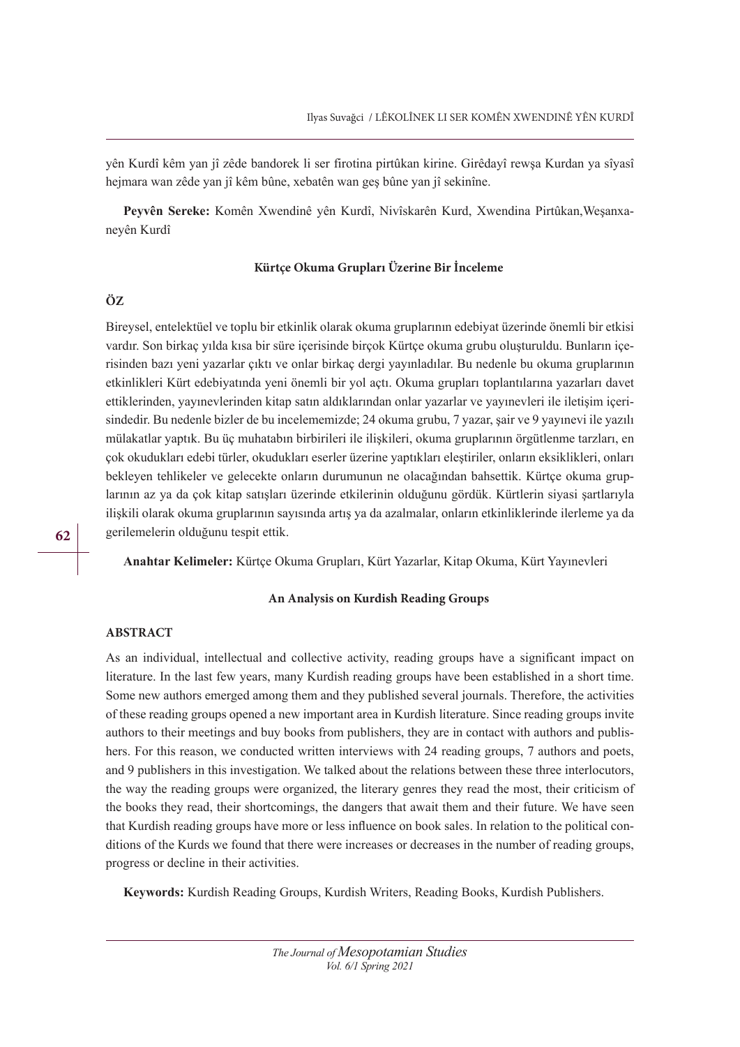yên Kurdî kêm yan jî zêde bandorek li ser firotina pirtûkan kirine. Girêdayî rewşa Kurdan ya sîyasî hejmara wan zêde yan jî kêm bûne, xebatên wan geş bûne yan jî sekinîne.

**Peyvên Sereke:** Komên Xwendinê yên Kurdî, Nivîskarên Kurd, Xwendina Pirtûkan,Weşanxaneyên Kurdî

### Kürtçe Okuma Grupları Üzerine Bir İnceleme

**ÖZ**

Bireysel, entelektüel ve toplu bir etkinlik olarak okuma gruplarının edebiyat üzerinde önemli bir etkisi vardır. Son birkaç yılda kısa bir süre içerisinde birçok Kürtçe okuma grubu oluşturuldu. Bunların içerisinden bazı yeni yazarlar çıktı ve onlar birkaç dergi yayınladılar. Bu nedenle bu okuma gruplarının etkinlikleri Kürt edebiyatında yeni önemli bir yol açtı. Okuma grupları toplantılarına yazarları davet ettiklerinden, yayınevlerinden kitap satın aldıklarından onlar yazarlar ve yayınevleri ile iletişim içerisindedir. Bu nedenle bizler de bu incelememizde; 24 okuma grubu, 7 yazar, şair ve 9 yayınevi ile yazılı mülakatlar yaptık. Bu üç muhatabın birbirileri ile ilişkileri, okuma gruplarının örgütlenme tarzları, en çok okudukları edebi türler, okudukları eserler üzerine yaptıkları eleştiriler, onların eksiklikleri, onları bekleyen tehlikeler ve gelecekte onların durumunun ne olacağından bahsettik. Kürtçe okuma gruplarının az ya da çok kitap satışları üzerinde etkilerinin olduğunu gördük. Kürtlerin siyasi şartlarıyla ilişkili olarak okuma gruplarının sayısında artış ya da azalmalar, onların etkinliklerinde ilerleme ya da gerilemelerin olduğunu tespit ettik.

**Anahtar Kelimeler:** Kürtçe Okuma Grupları, Kürt Yazarlar, Kitap Okuma, Kürt Yayınevleri

### An Analysis on Kurdish Reading Groups

**ABSTRACT**

As an individual, intellectual and collective activity, reading groups have a significant impact on literature. In the last few years, many Kurdish reading groups have been established in a short time. Some new authors emerged among them and they published several journals. Therefore, the activities of these reading groups opened a new important area in Kurdish literature. Since reading groups invite authors to their meetings and buy books from publishers, they are in contact with authors and publishers. For this reason, we conducted written interviews with 24 reading groups, 7 authors and poets, and 9 publishers in this investigation. We talked about the relations between these three interlocutors, the way the reading groups were organized, the literary genres they read the most, their criticism of the books they read, their shortcomings, the dangers that await them and their future. We have seen that Kurdish reading groups have more or less influence on book sales. In relation to the political conditions of the Kurds we found that there were increases or decreases in the number of reading groups, progress or decline in their activities.

**Keywords:** Kurdish Reading Groups, Kurdish Writers, Reading Books, Kurdish Publishers.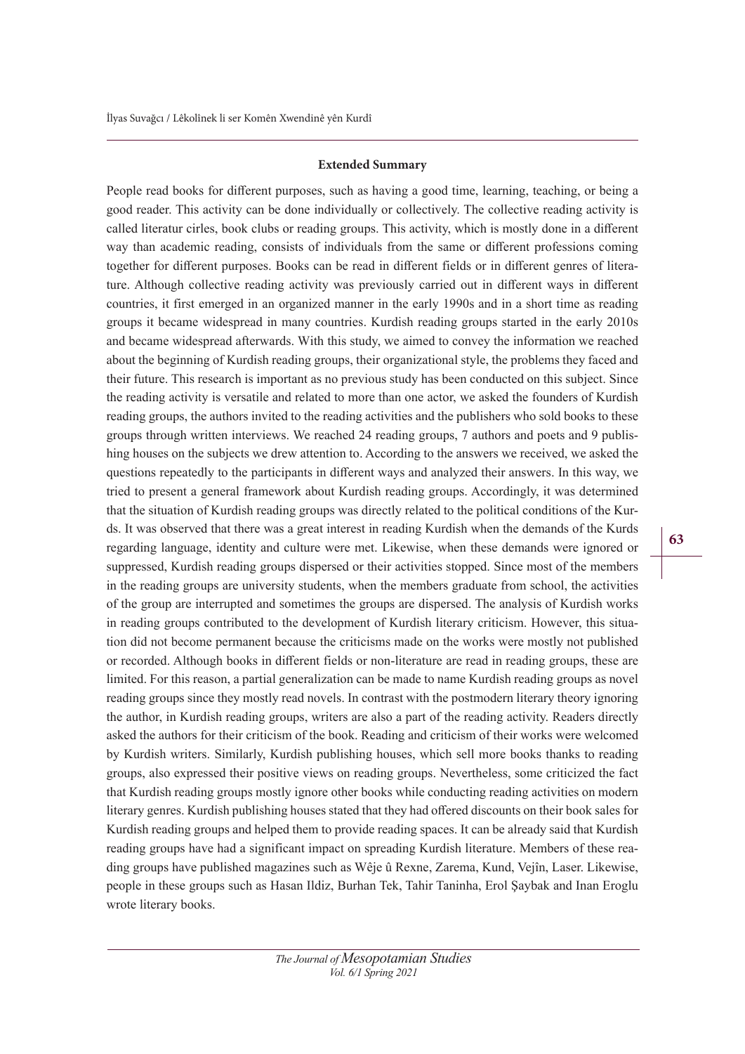### Extended Summary

People read books for different purposes, such as having a good time, learning, teaching, or being a good reader. This activity can be done individually or collectively. The collective reading activity is called literatur cirles, book clubs or reading groups. This activity, which is mostly done in a different way than academic reading, consists of individuals from the same or different professions coming together for different purposes. Books can be read in different fields or in different genres of literature. Although collective reading activity was previously carried out in different ways in different countries, it first emerged in an organized manner in the early 1990s and in a short time as reading groups it became widespread in many countries. Kurdish reading groups started in the early 2010s and became widespread afterwards. With this study, we aimed to convey the information we reached about the beginning of Kurdish reading groups, their organizational style, the problems they faced and their future. This research is important as no previous study has been conducted on this subject. Since the reading activity is versatile and related to more than one actor, we asked the founders of Kurdish reading groups, the authors invited to the reading activities and the publishers who sold books to these groups through written interviews. We reached 24 reading groups, 7 authors and poets and 9 publishing houses on the subjects we drew attention to. According to the answers we received, we asked the questions repeatedly to the participants in different ways and analyzed their answers. In this way, we tried to present a general framework about Kurdish reading groups. Accordingly, it was determined that the situation of Kurdish reading groups was directly related to the political conditions of the Kurds. It was observed that there was a great interest in reading Kurdish when the demands of the Kurds regarding language, identity and culture were met. Likewise, when these demands were ignored or suppressed, Kurdish reading groups dispersed or their activities stopped. Since most of the members in the reading groups are university students, when the members graduate from school, the activities of the group are interrupted and sometimes the groups are dispersed. The analysis of Kurdish works in reading groups contributed to the development of Kurdish literary criticism. However, this situation did not become permanent because the criticisms made on the works were mostly not published or recorded. Although books in different fields or non-literature are read in reading groups, these are limited. For this reason, a partial generalization can be made to name Kurdish reading groups as novel reading groups since they mostly read novels. In contrast with the postmodern literary theory ignoring the author, in Kurdish reading groups, writers are also a part of the reading activity. Readers directly asked the authors for their criticism of the book. Reading and criticism of their works were welcomed by Kurdish writers. Similarly, Kurdish publishing houses, which sell more books thanks to reading groups, also expressed their positive views on reading groups. Nevertheless, some criticized the fact that Kurdish reading groups mostly ignore other books while conducting reading activities on modern literary genres. Kurdish publishing houses stated that they had offered discounts on their book sales for Kurdish reading groups and helped them to provide reading spaces. It can be already said that Kurdish reading groups have had a significant impact on spreading Kurdish literature. Members of these reading groups have published magazines such as Wêje û Rexne, Zarema, Kund, Vejîn, Laser. Likewise, people in these groups such as Hasan Ildiz, Burhan Tek, Tahir Taninha, Erol Şaybak and Inan Eroglu wrote literary books.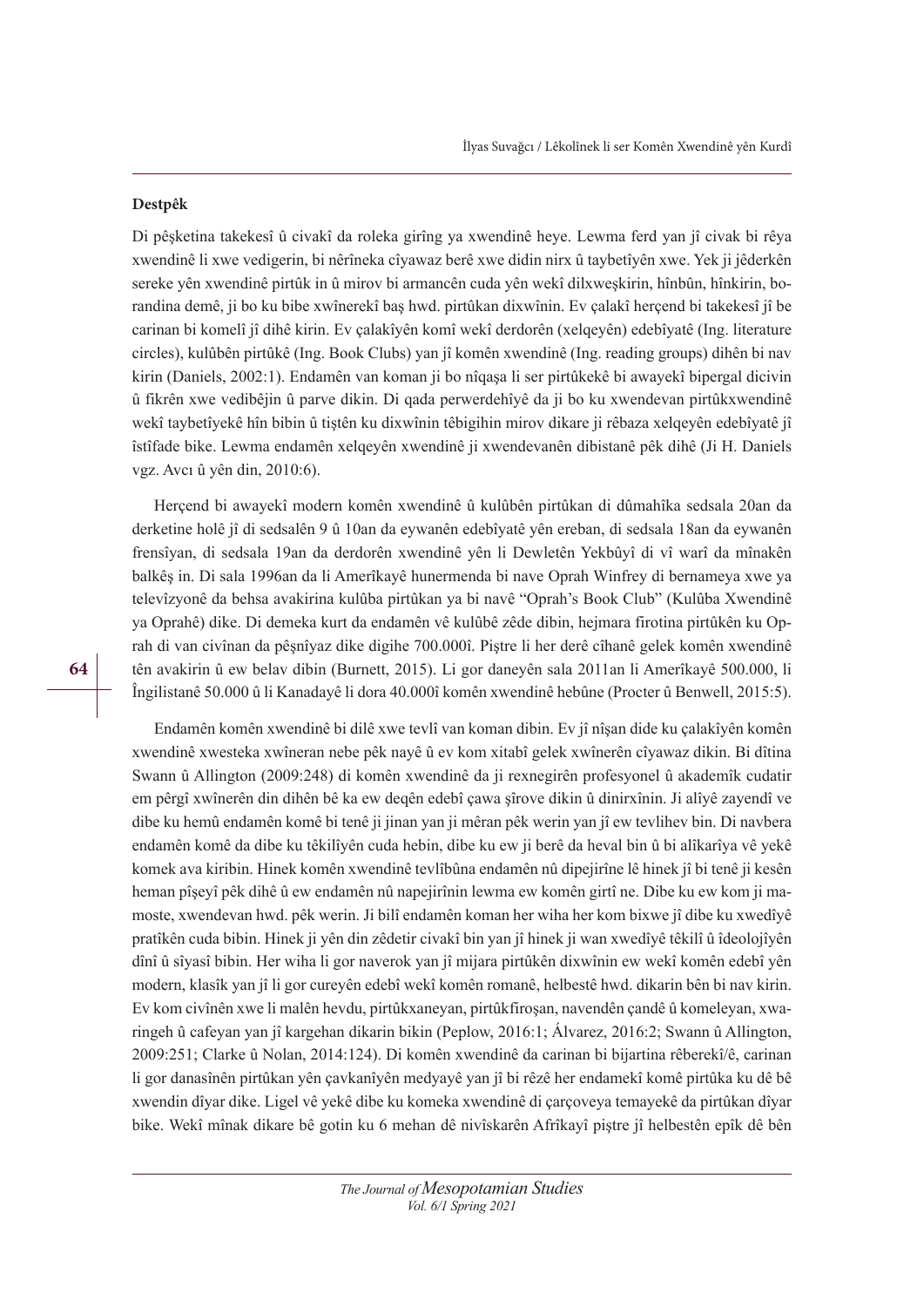**Destpêk**

Di pêşketina takekesî û civakî da roleka girîng ya xwendinê heye. Lewma ferd yan jî civak bi rêya xwendinê li xwe vedigerin, bi nêrîneka cîyawaz berê xwe didin nirx û taybetîyên xwe. Yek ji jêderkên sereke yên xwendinê pirtûk in û mirov bi armancên cuda yên wekî dilxweşkirin, hînbûn, hînkirin, borandina demê, ji bo ku bibe xwînerekî baş hwd. pirtûkan dixwînin. Ev çalakî herçend bi takekesî jî be carinan bi komelî jî dihê kirin. Ev çalakîyên komî wekî derdorên (xelqeyên) edebîyatê (Ing. literature circles), kulûbên pirtûkê (Ing. Book Clubs) yan jî komên xwendinê (Ing. reading groups) dihên bi nav kirin (Daniels, 2002:1). Endamên van koman ji bo nîqaşa li ser pirtûkekê bi awayekî bipergal dicivin û fikrên xwe vedibêjin û parve dikin. Di qada perwerdehîyê da ji bo ku xwendevan pirtûkxwendinê wekî taybetîyekê hîn bibin û tiştên ku dixwînin têbigihin mirov dikare ji rêbaza xelqeyên edebîyatê jî îstîfade bike. Lewma endamên xelqeyên xwendinê ji xwendevanên dibistanê pêk dihê (Ji H. Daniels vgz. Avcı û yên din, 2010:6).

Herçend bi awayekî modern komên xwendinê û kulûbên pirtûkan di dûmahîka sedsala 20an da derketine holê jî di sedsalên 9 û 10an da eywanên edebîyatê yên ereban, di sedsala 18an da eywanên frensîyan, di sedsala 19an da derdorên xwendinê yên li Dewletên Yekbûyî di vî warî da mînakên balkêş in. Di sala 1996an da li Amerîkayê hunermenda bi nave Oprah Winfrey di bernameya xwe ya televîzyonê da behsa avakirina kulûba pirtûkan ya bi navê "Oprah's Book Club" (Kulûba Xwendinê ya Oprahê) dike. Di demeka kurt da endamên vê kulûbê zêde dibin, hejmara firotina pirtûkên ku Oprah di van civînan da pêşnîyaz dike digihe 700.000î. Piştre li her derê cîhanê gelek komên xwendinê tên avakirin û ew belav dibin (Burnett, 2015). Li gor daneyên sala 2011an li Amerîkayê 500.000, li Îngilistanê 50.000 û li Kanadayê li dora 40.000î komên xwendinê hebûne (Procter û Benwell, 2015:5).

Endamên komên xwendinê bi dilê xwe tevlî van koman dibin. Ev jî nîşan dide ku çalakîyên komên xwendinê xwesteka xwîneran nebe pêk nayê û ev kom xitabî gelek xwînerên cîyawaz dikin. Bi dîtina Swann û Allington (2009:248) di komên xwendinê da ji rexnegirên profesyonel û akademîk cudatir em pêrgî xwînerên din dihên bê ka ew deqên edebî çawa şîrove dikin û dinirxînin. Ji alîyê zayendî ve dibe ku hemû endamên komê bi tenê ji jinan yan ji mêran pêk werin yan jî ew tevlihev bin. Di navbera endamên komê da dibe ku têkilîyên cuda hebin, dibe ku ew ji berê da heval bin û bi alîkarîya vê yekê komek ava kiribin. Hinek komên xwendinê tevlîbûna endamên nû dipejirîne lê hinek jî bi tenê ji kesên heman pîşeyî pêk dihê û ew endamên nû napejirînin lewma ew komên girtî ne. Dibe ku ew kom ji mamoste, xwendevan hwd. pêk werin. Ji bilî endamên koman her wiha her kom bixwe jî dibe ku xwedîyê pratîkên cuda bibin. Hinek ji yên din zêdetir civakî bin yan jî hinek ji wan xwedîyê têkilî û îdeolojîyên dînî û sîyasî bibin. Her wiha li gor naverok yan jî mijara pirtûkên dixwînin ew wekî komên edebî yên modern, klasîk yan jî li gor cureyên edebî wekî komên romanê, helbestê hwd. dikarin bên bi nav kirin. Ev kom civînên xwe li malên hevdu, pirtûkxaneyan, pirtûkfiroşan, navendên çandê û komeleyan, xwaringeh û cafeyan yan jî kargehan dikarin bikin (Peplow, 2016:1; Álvarez, 2016:2; Swann û Allington, 2009:251; Clarke û Nolan, 2014:124). Di komên xwendinê da carinan bi bijartina rêberekî/ê, carinan li gor danasînên pirtûkan yên çavkanîyên medyayê yan jî bi rêzê her endamekî komê pirtûka ku dê bê xwendin dîyar dike. Ligel vê yekê dibe ku komeka xwendinê di çarçoveya temayekê da pirtûkan dîyar bike. Wekî mînak dikare bê gotin ku 6 mehan dê nivîskarên Afrîkayî piştre jî helbestên epîk dê bên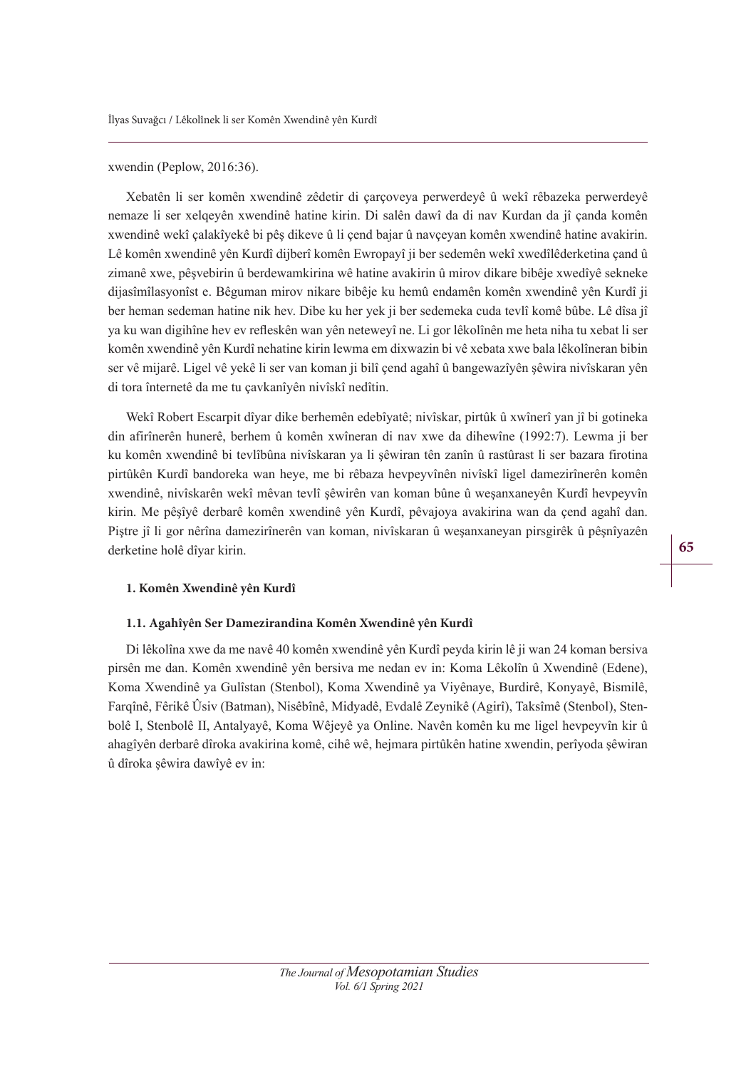xwendin (Peplow, 2016:36).

Xebatên li ser komên xwendinê zêdetir di çarçoveya perwerdeyê û wekî rêbazeka perwerdeyê nemaze li ser xelqeyên xwendinê hatine kirin. Di salên dawî da di nav Kurdan da jî çanda komên xwendinê wekî çalakîyekê bi pêş dikeve û li çend bajar û navçeyan komên xwendinê hatine avakirin. Lê komên xwendinê yên Kurdî dijberî komên Ewropayî ji ber sedemên wekî xwedîlêderketina çand û zimanê xwe, pêşvebirin û berdewamkirina wê hatine avakirin û mirov dikare bibêje xwedîyê sekneke dijasîmîlasyonîst e. Bêguman mirov nikare bibêje ku hemû endamên komên xwendinê yên Kurdî ji ber heman sedeman hatine nik hev. Dibe ku her yek ji ber sedemeka cuda tevlî komê bûbe. Lê dîsa jî ya ku wan digihîne hev ev refleskên wan yên neteweyî ne. Li gor lêkolînên me heta niha tu xebat li ser komên xwendinê yên Kurdî nehatine kirin lewma em dixwazin bi vê xebata xwe bala lêkolîneran bibin ser vê mijarê. Ligel vê yekê li ser van koman ji bilî çend agahî û bangewazîyên şêwira nivîskaran yên di tora înternetê da me tu çavkanîyên nivîskî nedîtin.

Wekî Robert Escarpit dîyar dike berhemên edebîyatê; nivîskar, pirtûk û xwînerî yan jî bi gotineka din afirînerên hunerê, berhem û komên xwîneran di nav xwe da dihewîne (1992:7). Lewma ji ber ku komên xwendinê bi tevlîbûna nivîskaran ya li şêwiran tên zanîn û rastûrast li ser bazara firotina pirtûkên Kurdî bandoreka wan heye, me bi rêbaza hevpeyvînên nivîskî ligel damezirînerên komên xwendinê, nivîskarên wekî mêvan tevlî şêwirên van koman bûne û weşanxaneyên Kurdî hevpeyvîn kirin. Me pêşîyê derbarê komên xwendinê yên Kurdî, pêvajoya avakirina wan da çend agahî dan. Piştre jî li gor nêrîna damezirînerên van koman, nivîskaran û weşanxaneyan pirsgirêk û pêşnîyazên derketine holê dîyar kirin.

### 1. Komên Xwendinê yên Kurdî

#### 1.1. Agahîyên Ser Damezirandina Komên Xwendinê yên Kurdî

Di lêkolîna xwe da me navê 40 komên xwendinê yên Kurdî peyda kirin lê ji wan 24 koman bersiva pirsên me dan. Komên xwendinê yên bersiva me nedan ev in: Koma Lêkolîn û Xwendinê (Edene), Koma Xwendinê ya Gulîstan (Stenbol), Koma Xwendinê ya Viyênaye, Burdirê, Konyayê, Bismilê, Farqînê, Fêrikê Ûsiv (Batman), Nisêbînê, Midyadê, Evdalê Zeynikê (Agirî), Taksîmê (Stenbol), Stenbolê I, Stenbolê II, Antalyayê, Koma Wêjeyê ya Online. Navên komên ku me ligel hevpeyvîn kir û ahagîyên derbarê dîroka avakirina komê, cihê wê, hejmara pirtûkên hatine xwendin, perîyoda şêwiran û dîroka şêwira dawîyê ev in: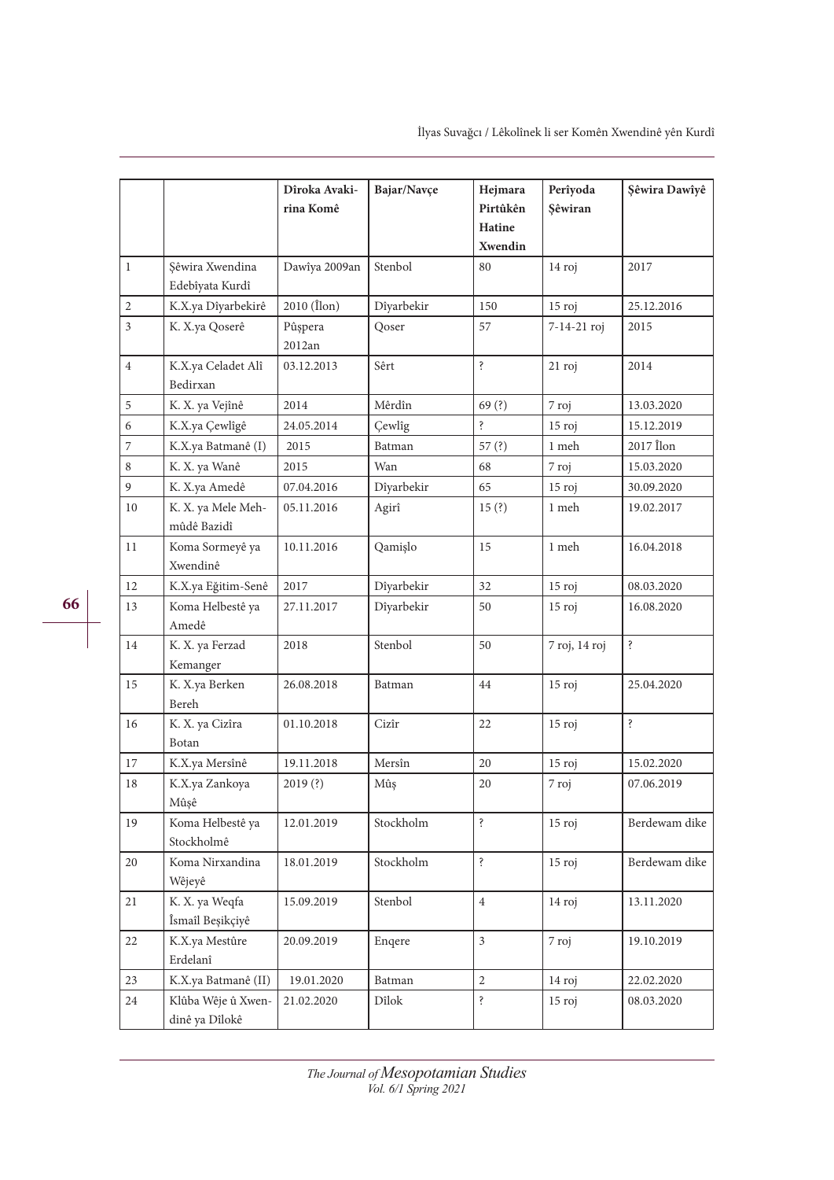| | | Dîroka Avakirina Komê | Bajar/Navçe | Hejmara Pirtûkên Hatine Xwendin | Perîyoda Şêwiran | Şêwira Dawîyê |
|---|---|---|---|---|---|---|
| 1 | Şêwira Xwendina Edebîyata Kurdî | Dawîya 2009an | Stenbol | 80 | 14 roj | 2017 |
| 2 | K.X.ya Dîyarbekirê | 2010 (Îlon) | Dîyarbekir | 150 | 15 roj | 25.12.2016 |
| 3 | K. X.ya Qoserê | Pûşpera 2012an | Qoser | 57 | 7-14-21 roj | 2015 |
| 4 | K.X.ya Celadet Alî Bedirxan | 03.12.2013 | Sêrt | ? | 21 roj | 2014 |
| 5 | K. X. ya Vejînê | 2014 | Mêrdîn | 69 (?) | 7 roj | 13.03.2020 |
| 6 | K.X.ya Çewlîgê | 24.05.2014 | Çewlîg | ? | 15 roj | 15.12.2019 |
| 7 | K.X.ya Batmanê (I) | 2015 | Batman | 57 (?) | 1 meh | 2017 Îlon |
| 8 | K. X. ya Wanê | 2015 | Wan | 68 | 7 roj | 15.03.2020 |
| 9 | K. X.ya Amedê | 07.04.2016 | Dîyarbekir | 65 | 15 roj | 30.09.2020 |
| 10 | K. X. ya Mele Mehmûdê Bazidî | 05.11.2016 | Agirî | 15 (?) | 1 meh | 19.02.2017 |
| 11 | Koma Sormeyê ya Xwendinê | 10.11.2016 | Qamişlo | 15 | 1 meh | 16.04.2018 |
| 12 | K.X.ya Eğitim-Senê | 2017 | Dîyarbekir | 32 | 15 roj | 08.03.2020 |
| 13 | Koma Helbestê ya Amedê | 27.11.2017 | Dîyarbekir | 50 | 15 roj | 16.08.2020 |
| 14 | K. X. ya Ferzad Kemanger | 2018 | Stenbol | 50 | 7 roj, 14 roj | ? |
| 15 | K. X.ya Berken Bereh | 26.08.2018 | Batman | 44 | 15 roj | 25.04.2020 |
| 16 | K. X. ya Cizîra Botan | 01.10.2018 | Cizîr | 22 | 15 roj | ? |
| 17 | K.X.ya Mersînê | 19.11.2018 | Mersîn | 20 | 15 roj | 15.02.2020 |
| 18 | K.X.ya Zankoya Mûşê | 2019 (?) | Mûş | 20 | 7 roj | 07.06.2019 |
| 19 | Koma Helbestê ya Stockholmê | 12.01.2019 | Stockholm | ? | 15 roj | Berdewam dike |
| 20 | Koma Nirxandina Wêjeyê | 18.01.2019 | Stockholm | ? | 15 roj | Berdewam dike |
| 21 | K. X. ya Weqfa Îsmaîl Beşikçiyê | 15.09.2019 | Stenbol | 4 | 14 roj | 13.11.2020 |
| 22 | K.X.ya Mestûre Erdelanî | 20.09.2019 | Enqere | 3 | 7 roj | 19.10.2019 |
| 23 | K.X.ya Batmanê (II) | 19.01.2020 | Batman | 2 | 14 roj | 22.02.2020 |
| 24 | Klûba Wêje û Xwendinê ya Dîlokê | 21.02.2020 | Dîlok | ? | 15 roj | 08.03.2020 |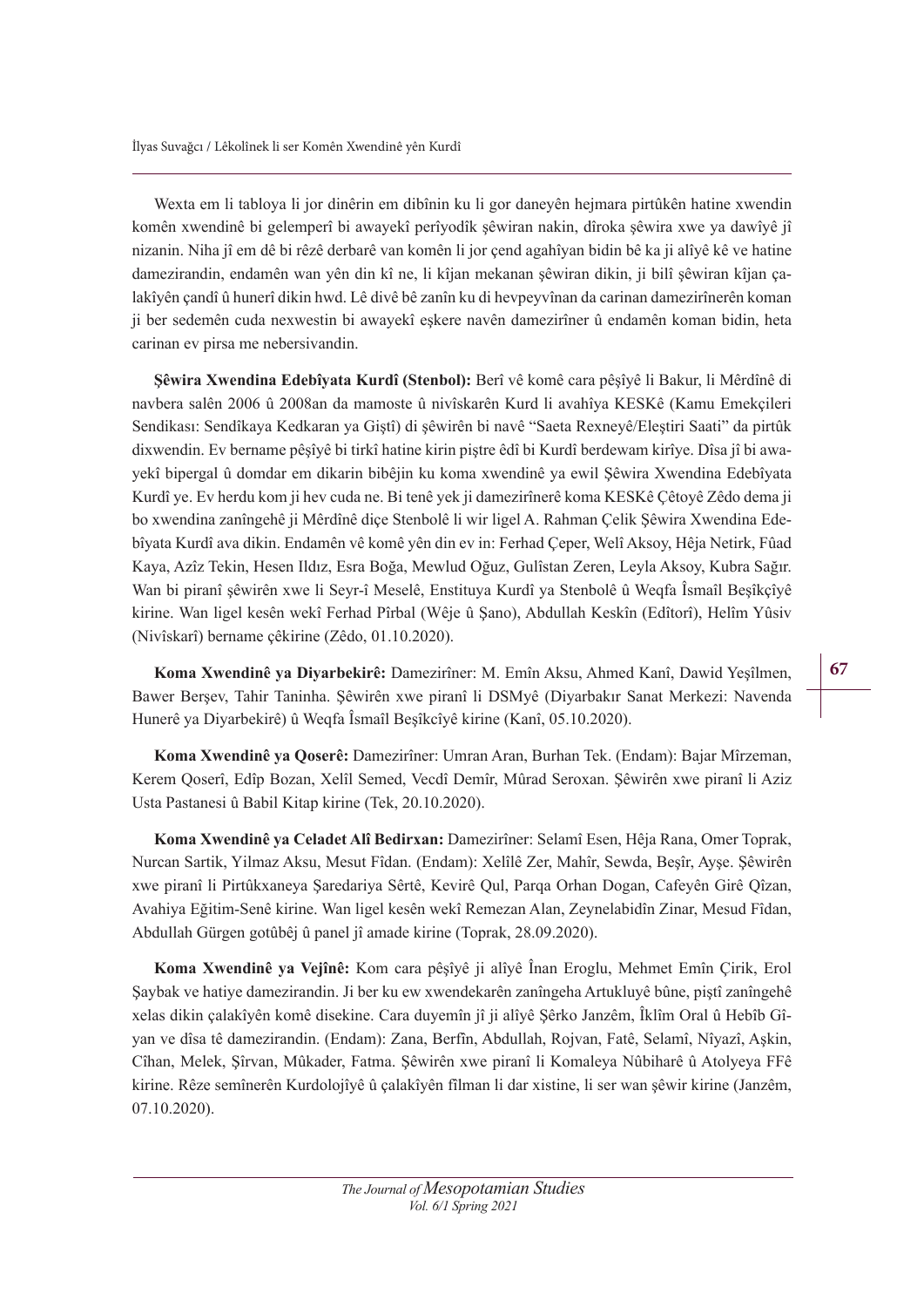Wexta em li tabloya li jor dinêrin em dibînin ku li gor daneyên hejmara pirtûkên hatine xwendin komên xwendinê bi gelemperî bi awayekî perîyodîk şêwiran nakin, dîroka şêwira xwe ya dawîyê jî nizanin. Niha jî em dê bi rêzê derbarê van komên li jor çend agahîyan bidin bê ka ji alîyê kê ve hatine damezirandin, endamên wan yên din kî ne, li kîjan mekanan şêwiran dikin, ji bilî şêwiran kîjan çalakîyên çandî û hunerî dikin hwd. Lê divê bê zanîn ku di hevpeyvînan da carinan damezirînerên koman ji ber sedemên cuda nexwestin bi awayekî eşkere navên damezirîner û endamên koman bidin, heta carinan ev pirsa me nebersivandin.

**Şêwira Xwendina Edebîyata Kurdî (Stenbol):** Berî vê komê cara pêşîyê li Bakur, li Mêrdînê di navbera salên 2006 û 2008an da mamoste û nivîskarên Kurd li avahîya KESKê (Kamu Emekçileri Sendikası: Sendîkaya Kedkaran ya Giştî) di şêwirên bi navê "Saeta Rexneyê/Eleştiri Saati" da pirtûk dixwendin. Ev bername pêşîyê bi tirkî hatine kirin piştre êdî bi Kurdî berdewam kirîye. Dîsa jî bi awayekî bipergal û domdar em dikarin bibêjin ku koma xwendinê ya ewil Şêwira Xwendina Edebîyata Kurdî ye. Ev herdu kom ji hev cuda ne. Bi tenê yek ji damezirînerê koma KESKê Çêtoyê Zêdo dema ji bo xwendina zanîngehê ji Mêrdînê diçe Stenbolê li wir ligel A. Rahman Çelik Şêwira Xwendina Edebîyata Kurdî ava dikin. Endamên vê komê yên din ev in: Ferhad Çeper, Welî Aksoy, Hêja Netirk, Fûad Kaya, Azîz Tekin, Hesen Ildız, Esra Boğa, Mewlud Oğuz, Gulîstan Zeren, Leyla Aksoy, Kubra Sağır. Wan bi piranî şêwirên xwe li Seyr-î Meselê, Enstituya Kurdî ya Stenbolê û Weqfa Îsmaîl Beşîkçîyê kirine. Wan ligel kesên wekî Ferhad Pîrbal (Wêje û Şano), Abdullah Keskîn (Edîtorî), Helîm Yûsiv (Nivîskarî) bername çêkirine (Zêdo, 01.10.2020).

**Koma Xwendinê ya Diyarbekirê:** Damezirîner: M. Emîn Aksu, Ahmed Kanî, Dawid Yeşîlmen, Bawer Berşev, Tahir Taninha. Şêwirên xwe piranî li DSMyê (Diyarbakır Sanat Merkezi: Navenda Hunerê ya Diyarbekirê) û Weqfa Îsmaîl Beşîkcîyê kirine (Kanî, 05.10.2020).

**Koma Xwendinê ya Qoserê:** Damezirîner: Umran Aran, Burhan Tek. (Endam): Bajar Mîrzeman, Kerem Qoserî, Edîp Bozan, Xelîl Semed, Vecdî Demîr, Mûrad Seroxan. Şêwirên xwe piranî li Aziz Usta Pastanesi û Babil Kitap kirine (Tek, 20.10.2020).

**Koma Xwendinê ya Celadet Alî Bedirxan:** Damezirîner: Selamî Esen, Hêja Rana, Omer Toprak, Nurcan Sartik, Yilmaz Aksu, Mesut Fîdan. (Endam): Xelîlê Zer, Mahîr, Sewda, Beşîr, Ayşe. Şêwirên xwe piranî li Pirtûkxaneya Şaredariya Sêrtê, Kevirê Qul, Parqa Orhan Dogan, Cafeyên Girê Qîzan, Avahiya Eğitim-Senê kirine. Wan ligel kesên wekî Remezan Alan, Zeynelabidîn Zinar, Mesud Fîdan, Abdullah Gürgen gotûbêj û panel jî amade kirine (Toprak, 28.09.2020).

**Koma Xwendinê ya Vejînê:** Kom cara pêşîyê ji alîyê Înan Eroglu, Mehmet Emîn Çirik, Erol Şaybak ve hatiye damezirandin. Ji ber ku ew xwendekarên zanîngeha Artukluyê bûne, piştî zanîngehê xelas dikin çalakîyên komê disekine. Cara duyemîn jî ji alîyê Şêrko Janzêm, Îklîm Oral û Hebîb Gîyan ve dîsa tê damezirandin. (Endam): Zana, Berfîn, Abdullah, Rojvan, Fatê, Selamî, Nîyazî, Aşkin, Cîhan, Melek, Şîrvan, Mûkader, Fatma. Şêwirên xwe piranî li Komaleya Nûbiharê û Atolyeya FFê kirine. Rêze semînerên Kurdolojîyê û çalakîyên fîlman li dar xistine, li ser wan şêwir kirine (Janzêm, 07.10.2020).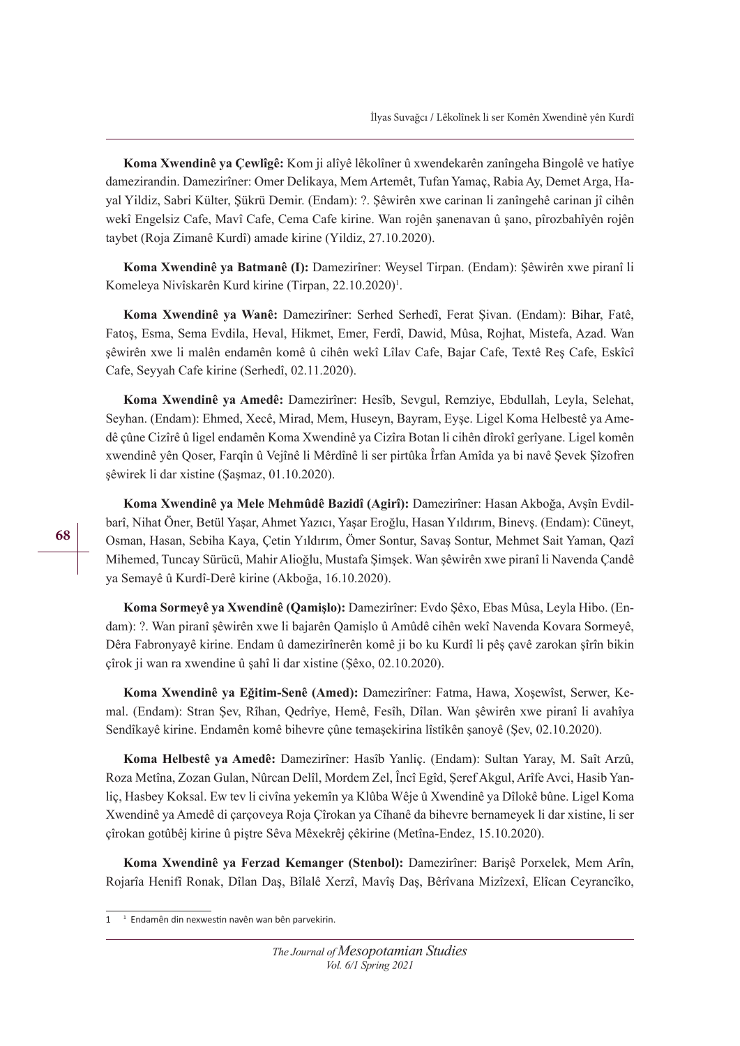**Koma Xwendinê ya Çewlîgê:** Kom ji alîyê lêkolîner û xwendekarên zanîngeha Bingolê ve hatîye damezirandin. Damezirîner: Omer Delikaya, Mem Artemêt, Tufan Yamaç, Rabia Ay, Demet Arga, Hayal Yildiz, Sabri Külter, Şükrü Demir. (Endam): ?. Şêwirên xwe carinan li zanîngehê carinan jî cihên wekî Engelsiz Cafe, Mavî Cafe, Cema Cafe kirine. Wan rojên şanenavan û şano, pîrozbahîyên rojên taybet (Roja Zimanê Kurdî) amade kirine (Yildiz, 27.10.2020).

**Koma Xwendinê ya Batmanê (I):** Damezirîner: Weysel Tirpan. (Endam): Şêwirên xwe piranî li Komeleya Nivîskarên Kurd kirine (Tirpan, 22.10.2020)[1].

**Koma Xwendinê ya Wanê:** Damezirîner: Serhed Serhedî, Ferat Şivan. (Endam): Bihar, Fatê, Fatoş, Esma, Sema Evdila, Heval, Hikmet, Emer, Ferdî, Dawid, Mûsa, Rojhat, Mistefa, Azad. Wan şêwirên xwe li malên endamên komê û cihên wekî Lîlav Cafe, Bajar Cafe, Textê Reş Cafe, Eskîcî Cafe, Seyyah Cafe kirine (Serhedî, 02.11.2020).

**Koma Xwendinê ya Amedê:** Damezirîner: Hesîb, Sevgul, Remziye, Ebdullah, Leyla, Selehat, Seyhan. (Endam): Ehmed, Xecê, Mirad, Mem, Huseyn, Bayram, Eyşe. Ligel Koma Helbestê ya Amedê çûne Cizîrê û ligel endamên Koma Xwendinê ya Cizîra Botan li cihên dîrokî gerîyane. Ligel komên xwendinê yên Qoser, Farqîn û Vejînê li Mêrdînê li ser pirtûka Îrfan Amîda ya bi navê Şevek Şîzofren şêwirek li dar xistine (Şaşmaz, 01.10.2020).

**Koma Xwendinê ya Mele Mehmûdê Bazidî (Agirî):** Damezirîner: Hasan Akboğa, Avşîn Evdilbarî, Nihat Öner, Betül Yaşar, Ahmet Yazıcı, Yaşar Eroğlu, Hasan Yıldırım, Binevş. (Endam): Cüneyt, Osman, Hasan, Sebiha Kaya, Çetin Yıldırım, Ömer Sontur, Savaş Sontur, Mehmet Sait Yaman, Qazî Mihemed, Tuncay Sürücü, Mahir Alioğlu, Mustafa Şimşek. Wan şêwirên xwe piranî li Navenda Çandê ya Semayê û Kurdî-Derê kirine (Akboğa, 16.10.2020).

**Koma Sormeyê ya Xwendinê (Qamişlo):** Damezirîner: Evdo Şêxo, Ebas Mûsa, Leyla Hibo. (Endam): ?. Wan piranî şêwirên xwe li bajarên Qamişlo û Amûdê cihên wekî Navenda Kovara Sormeyê, Dêra Fabronyayê kirine. Endam û damezirînerên komê ji bo ku Kurdî li pêş çavê zarokan şîrîn bikin çîrok ji wan ra xwendine û şahî li dar xistine (Şêxo, 02.10.2020).

**Koma Xwendinê ya Eğitim-Senê (Amed):** Damezirîner: Fatma, Hawa, Xoşewîst, Serwer, Kemal. (Endam): Stran Şev, Rîhan, Qedrîye, Hemê, Fesîh, Dîlan. Wan şêwirên xwe piranî li avahîya Sendîkayê kirine. Endamên komê bihevre çûne temaşekirina lîstîkên şanoyê (Şev, 02.10.2020).

**Koma Helbestê ya Amedê:** Damezirîner: Hasîb Yanliç. (Endam): Sultan Yaray, M. Saît Arzû, Roza Metîna, Zozan Gulan, Nûrcan Delîl, Mordem Zel, Încî Egîd, Şeref Akgul, Arîfe Avci, Hasib Yanliç, Hasbey Koksal. Ew tev li civîna yekemîn ya Klûba Wêje û Xwendinê ya Dîlokê bûne. Ligel Koma Xwendinê ya Amedê di çarçoveya Roja Çîrokan ya Cîhanê da bihevre bernameyek li dar xistine, li ser çîrokan gotûbêj kirine û piştre Sêva Mêxekrêj çêkirine (Metîna-Endez, 15.10.2020).

**Koma Xwendinê ya Ferzad Kemanger (Stenbol):** Damezirîner: Barişê Porxelek, Mem Arîn, Rojarîa Henifî Ronak, Dîlan Daş, Bîlalê Xerzî, Mavîş Daş, Bêrîvana Mizîzexî, Elîcan Ceyrancîko,

---

[1] Endamên din nexwestin navên wan bên parvekirin.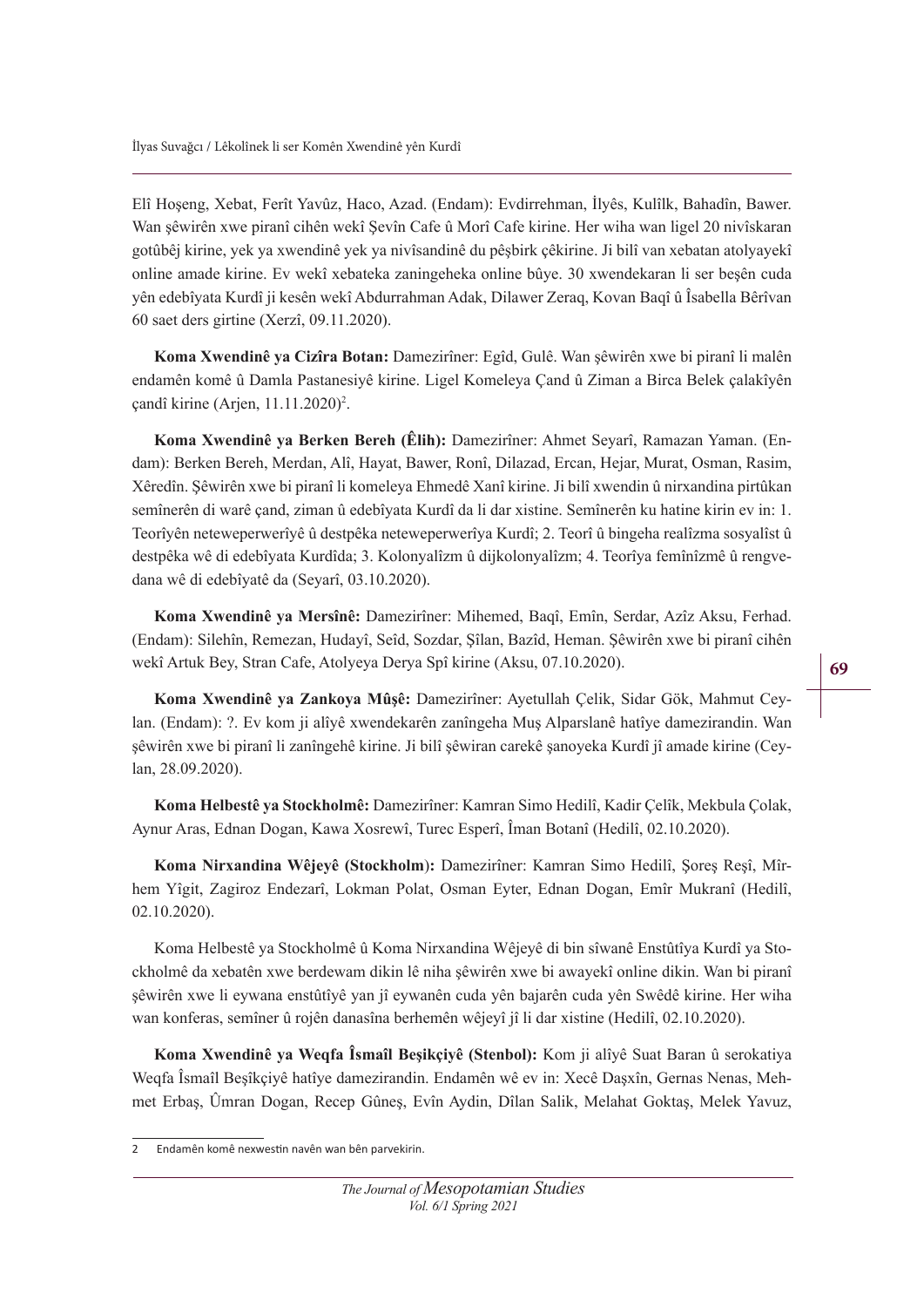Elî Hoşeng, Xebat, Ferît Yavûz, Haco, Azad. (Endam): Evdirrehman, İlyês, Kulîlk, Bahadîn, Bawer. Wan şêwirên xwe piranî cihên wekî Şevîn Cafe û Morî Cafe kirine. Her wiha wan ligel 20 nivîskaran gotûbêj kirine, yek ya xwendinê yek ya nivîsandinê du pêşbirk çêkirine. Ji bilî van xebatan atolyayekî online amade kirine. Ev wekî xebateka zaningeheka online bûye. 30 xwendekaran li ser beşên cuda yên edebîyata Kurdî ji kesên wekî Abdurrahman Adak, Dilawer Zeraq, Kovan Baqî û Îsabella Bêrîvan 60 saet ders girtine (Xerzî, 09.11.2020).

**Koma Xwendinê ya Cizîra Botan:** Damezirîner: Egîd, Gulê. Wan şêwirên xwe bi piranî li malên endamên komê û Damla Pastanesiyê kirine. Ligel Komeleya Çand û Ziman a Birca Belek çalakîyên çandî kirine (Arjen, 11.11.2020)[2].

**Koma Xwendinê ya Berken Bereh (Êlih):** Damezirîner: Ahmet Seyarî, Ramazan Yaman. (Endam): Berken Bereh, Merdan, Alî, Hayat, Bawer, Ronî, Dilazad, Ercan, Hejar, Murat, Osman, Rasim, Xêredîn. Şêwirên xwe bi piranî li komeleya Ehmedê Xanî kirine. Ji bilî xwendin û nirxandina pirtûkan semînerên di warê çand, ziman û edebîyata Kurdî da li dar xistine. Semînerên ku hatine kirin ev in: 1. Teorîyên neteweperwerîyê û destpêka neteweperwerîya Kurdî; 2. Teorî û bingeha realîzma sosyalîst û destpêka wê di edebîyata Kurdîda; 3. Kolonyalîzm û dijkolonyalîzm; 4. Teorîya femînîzmê û rengvedana wê di edebîyatê da (Seyarî, 03.10.2020).

**Koma Xwendinê ya Mersînê:** Damezirîner: Mihemed, Baqî, Emîn, Serdar, Azîz Aksu, Ferhad. (Endam): Silehîn, Remezan, Hudayî, Seîd, Sozdar, Şîlan, Bazîd, Heman. Şêwirên xwe bi piranî cihên wekî Artuk Bey, Stran Cafe, Atolyeya Derya Spî kirine (Aksu, 07.10.2020).

**Koma Xwendinê ya Zankoya Mûşê:** Damezirîner: Ayetullah Çelik, Sidar Gök, Mahmut Ceylan. (Endam): ?. Ev kom ji alîyê xwendekarên zanîngeha Muş Alparslanê hatîye damezirandin. Wan şêwirên xwe bi piranî li zanîngehê kirine. Ji bilî şêwiran carekê şanoyeka Kurdî jî amade kirine (Ceylan, 28.09.2020).

**Koma Helbestê ya Stockholmê:** Damezirîner: Kamran Simo Hedilî, Kadir Çelîk, Mekbula Çolak, Aynur Aras, Ednan Dogan, Kawa Xosrewî, Turec Esperî, Îman Botanî (Hedilî, 02.10.2020).

**Koma Nirxandina Wêjeyê (Stockholm):** Damezirîner: Kamran Simo Hedilî, Şoreş Reşî, Mîrhem Yîgit, Zagiroz Endezarî, Lokman Polat, Osman Eyter, Ednan Dogan, Emîr Mukranî (Hedilî, 02.10.2020).

Koma Helbestê ya Stockholmê û Koma Nirxandina Wêjeyê di bin sîwanê Enstûtîya Kurdî ya Stockholmê da xebatên xwe berdewam dikin lê niha şêwirên xwe bi awayekî online dikin. Wan bi piranî şêwirên xwe li eywana enstûtîyê yan jî eywanên cuda yên bajarên cuda yên Swêdê kirine. Her wiha wan konferas, semîner û rojên danasîna berhemên wêjeyî jî li dar xistine (Hedilî, 02.10.2020).

**Koma Xwendinê ya Weqfa Îsmaîl Beşikçiyê (Stenbol):** Kom ji alîyê Suat Baran û serokatiya Weqfa Îsmaîl Beşikçiyê hatîye damezirandin. Endamên wê ev in: Xecê Daşxîn, Gernas Nenas, Mehmet Erbaş, Ûmran Dogan, Recep Gûneş, Evîn Aydin, Dîlan Salik, Melahat Goktaş, Melek Yavuz,

---

[2] Endamên komê nexwestin navên wan bên parvekirin.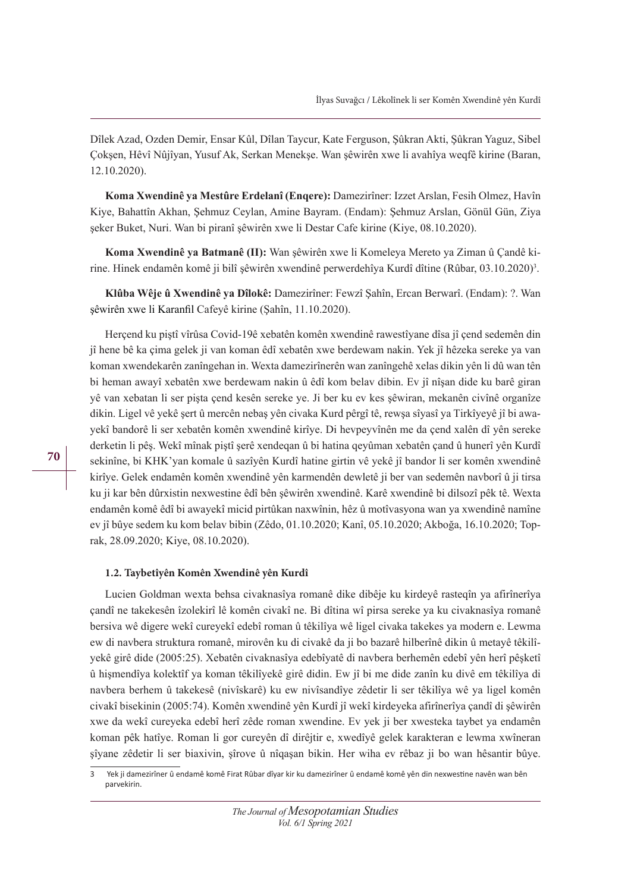Dîlek Azad, Ozden Demir, Ensar Kûl, Dîlan Taycur, Kate Ferguson, Şûkran Akti, Şûkran Yaguz, Sibel Çokşen, Hêvî Nûjîyan, Yusuf Ak, Serkan Menekşe. Wan şêwirên xwe li avahîya weqfê kirine (Baran, 12.10.2020).

**Koma Xwendinê ya Mestûre Erdelanî (Enqere):** Dameziriner: Izzet Arslan, Fesih Olmez, Havîn Kiye, Bahattîn Akhan, Şehmuz Ceylan, Amine Bayram. (Endam): Şehmuz Arslan, Gönül Gün, Ziya şeker Buket, Nuri. Wan bi piranî şêwirên xwe li Destar Cafe kirine (Kiye, 08.10.2020).

**Koma Xwendinê ya Batmanê (II):** Wan şêwirên xwe li Komeleya Mereto ya Ziman û Çandê kirine. Hinek endamên komê ji bilî şêwirên xwendinê perwerdehîya Kurdî dîtine (Rûbar, 03.10.2020)[3].

**Klûba Wêje û Xwendinê ya Dîlokê:** Dameziriner: Fewzî Şahîn, Ercan Berwarî. (Endam): ?. Wan şêwirên xwe li Karanfil Cafeyê kirine (Şahîn, 11.10.2020).

Herçend ku piştî vîrûsa Covid-19ê xebatên komên xwendinê rawestîyane dîsa jî çend sedemên din jî hene bê ka çima gelek ji van koman êdî xebatên xwe berdewam nakin. Yek jî hêzeka sereke ya van koman xwendekarên zanîngehan in. Wexta damezirînerên wan zanîngehê xelas dikin yên li dû wan tên bi heman awayî xebatên xwe berdewam nakin û êdî kom belav dibin. Ev jî nîşan dide ku barê giran yê van xebatan li ser pişta çend kesên sereke ye. Ji ber ku ev kes şêwiran, mekanên civînê organîze dikin. Ligel vê yekê şert û mercên nebaş yên civaka Kurd pêrgî tê, rewşa sîyasî ya Tirkîyeyê jî bi awayekî bandorê li ser xebatên komên xwendinê kirîye. Di hevpeyvînên me da çend xalên dî yên sereke derketin li pêş. Wekî mînak piştî şerê xendeqan û bi hatina qeyûman xebatên çand û hunerî yên Kurdî sekinîne, bi KHK'yan komale û sazîyên Kurdî hatine girtin vê yekê jî bandor li ser komên xwendinê kirîye. Gelek endamên komên xwendinê yên karmendên dewletê ji ber van sedemên navborî û ji tirsa ku ji kar bên dûrxistin nexwestine êdî bên şêwirên xwendinê. Karê xwendinê bi dilsozî pêk tê. Wexta endamên komê êdî bi awayekî micid pirtûkan naxwînin, hêz û motîvasyona wan ya xwendinê namîne ev jî bûye sedem ku kom belav bibin (Zêdo, 01.10.2020; Kanî, 05.10.2020; Akboğa, 16.10.2020; Toprak, 28.09.2020; Kiye, 08.10.2020).

### 1.2. Taybetîyên Komên Xwendinê yên Kurdî

Lucien Goldman wexta behsa civaknasîya romanê dike dibêje ku kirdeyê rasteqîn ya afirînerîya çandî ne takekesên îzolekirî lê komên civakî ne. Bi dîtina wî pirsa sereke ya ku civaknasîya romanê bersiva wê digere wekî cureyekî edebî roman û têkilîya wê ligel civaka takekes ya modern e. Lewma ew di navbera struktura romanê, mirovên ku di civakê da ji bo bazarê hilberînê dikin û metayê têkilîyekê girê dide (2005:25). Xebatên civaknasîya edebîyatê di navbera berhemên edebî yên herî pêşketî û hişmendîya kolektîf ya koman têkilîyekê girê didin. Ew jî bi me dide zanîn ku divê em têkilîya di navbera berhem û takekesê (nivîskarê) ku ew nivîsandîye zêdetir li ser têkilîya wê ya ligel komên civakî bisekinin (2005:74). Komên xwendinê yên Kurdî jî wekî kirdeyeka afirînerîya çandî di şêwirên xwe da wekî cureyeka edebî herî zêde roman xwendine. Ev yek ji ber xwesteka taybet ya endamên koman pêk hatîye. Roman li gor cureyên dî dirêjtir e, xwedîyê gelek karakteran e lewma xwîneran şîyane zêdetir li ser biaxivin, şîrove û nîqaşan bikin. Her wiha ev rêbaz ji bo wan hêsantir bûye.

---
3 Yek ji damezirîner û endamê komê Firat Rûbar dîyar kir ku damezirîner û endamê komê yên din nexwestine navên wan bên parvekirin.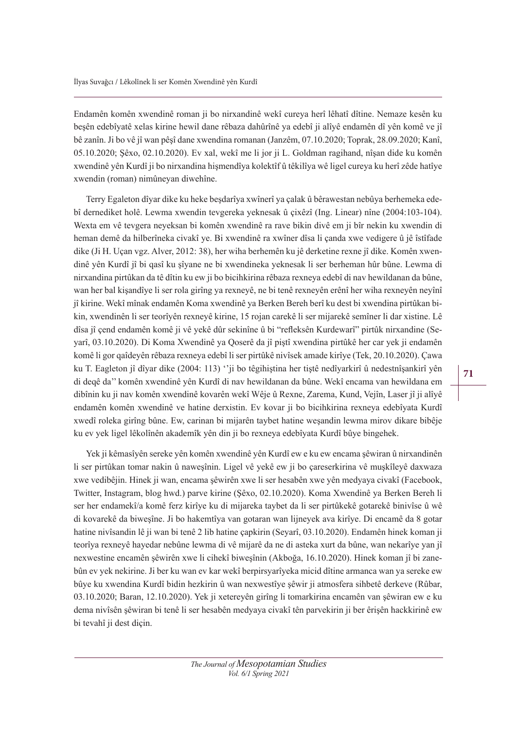Endamên komên xwendinê roman ji bo nirxandinê wekî cureya herî lêhatî dîtine. Nemaze kesên ku beşên edebîyatê xelas kirine hewil dane rêbaza dahûrînê ya edebî ji alîyê endamên dî yên komê ve jî bê zanîn. Ji bo vê jî wan pêşî dane xwendina romanan (Janzêm, 07.10.2020; Toprak, 28.09.2020; Kanî, 05.10.2020; Şêxo, 02.10.2020). Ev xal, wekî me li jor ji L. Goldman ragihand, nîşan dide ku komên xwendinê yên Kurdî ji bo nirxandina hişmendîya kolektîf û têkilîya wê ligel cureya ku herî zêde hatîye xwendin (roman) nimûneyan diwehîne.

Terry Egaleton dîyar dike ku heke beşdarîya xwînerî ya çalak û bêrawestan nebûya berhemeka edebî dernediket holê. Lewma xwendin tevgereka yeknesak û çixêzî (Ing. Linear) nîne (2004:103-104). Wexta em vê tevgera neyeksan bi komên xwendinê ra rave bikin divê em ji bîr nekin ku xwendin di heman demê da hilberîneka civakî ye. Bi xwendinê ra xwîner dîsa li çanda xwe vedigere û jê îstîfade dike (Ji H. Uçan vgz. Alver, 2012: 38), her wiha berhemên ku jê derketine rexne jî dike. Komên xwendinê yên Kurdî jî bi qasî ku şiyane ne bi xwendineka yeknesak li ser berheman hûr bûne. Lewma di nirxandina pirtûkan da tê dîtin ku ew ji bo bicihkirina rêbaza rexneya edebî di nav hewildanan da bûne, wan her bal kişandîye li ser rola girîng ya rexneyê, ne bi tenê rexneyên erênî her wiha rexneyên neyînî jî kirine. Wekî mînak endamên Koma xwendinê ya Berken Bereh berî ku dest bi xwendina pirtûkan bikin, xwendinên li ser teorîyên rexneyê kirine, 15 rojan carekê li ser mijarekê semîner li dar xistine. Lê dîsa jî çend endamên komê ji vê yekê dûr sekinîne û bi "refleksên Kurdewarî" pirtûk nirxandine (Seyarî, 03.10.2020). Di Koma Xwendinê ya Qoserê da jî piştî xwendina pirtûkê her car yek ji endamên komê li gor qaîdeyên rêbaza rexneya edebî li ser pirtûkê nivîsek amade kirîye (Tek, 20.10.2020). Çawa ku T. Eagleton jî dîyar dike (2004: 113) ''ji bo têgihiştina her tiştê nedîyarkirî û nedestnîşankirî yên di deqê da'' komên xwendinê yên Kurdî di nav hewildanan da bûne. Wekî encama van hewildana em dibînin ku ji nav komên xwendinê kovarên wekî Wêje û Rexne, Zarema, Kund, Vejîn, Laser jî ji alîyê endamên komên xwendinê ve hatine derxistin. Ev kovar ji bo bicihkirina rexneya edebîyata Kurdî xwedî roleka girîng bûne. Ew, carinan bi mijarên taybet hatine weşandin lewma mirov dikare bibêje ku ev yek ligel lêkolînên akademîk yên din ji bo rexneya edebîyata Kurdî bûye bingehek.

Yek ji kêmasîyên sereke yên komên xwendinê yên Kurdî ew e ku ew encama şêwiran û nirxandinên li ser pirtûkan tomar nakin û naweşînin. Ligel vê yekê ew ji bo çareserkirina vê muşkîleyê daxwaza xwe vedibêjin. Hinek ji wan, encama şêwirên xwe li ser hesabên xwe yên medyaya civakî (Facebook, Twitter, Instagram, blog hwd.) parve kirine (Şêxo, 02.10.2020). Koma Xwendinê ya Berken Bereh li ser her endamekî/a komê ferz kirîye ku di mijareka taybet da li ser pirtûkekê gotarekê binivîse û wê di kovarekê da biweşîne. Ji bo hakemtîya van gotaran wan lijneyek ava kirîye. Di encamê da 8 gotar hatine nivîsandin lê ji wan bi tenê 2 lib hatine çapkirin (Seyarî, 03.10.2020). Endamên hinek koman ji teorîya rexneyê hayedar nebûne lewma di vê mijarê da ne di asteka xurt da bûne, wan nekarîye yan jî nexwestine encamên şêwirên xwe li cihekî biweşînin (Akboğa, 16.10.2020). Hinek koman jî bi zanebûn ev yek nekirine. Ji ber ku wan ev kar wekî berpirsyarîyeka micid dîtine armanca wan ya sereke ew bûye ku xwendina Kurdî bidin hezkirin û wan nexwestîye şêwir ji atmosfera sihbetê derkeve (Rûbar, 03.10.2020; Baran, 12.10.2020). Yek ji xetereyên girîng li tomarkirina encamên van şêwiran ew e ku dema nivîsên şêwiran bi tenê li ser hesabên medyaya civakî tên parvekirin ji ber êrişên hackkirinê ew bi tevahî ji dest diçin.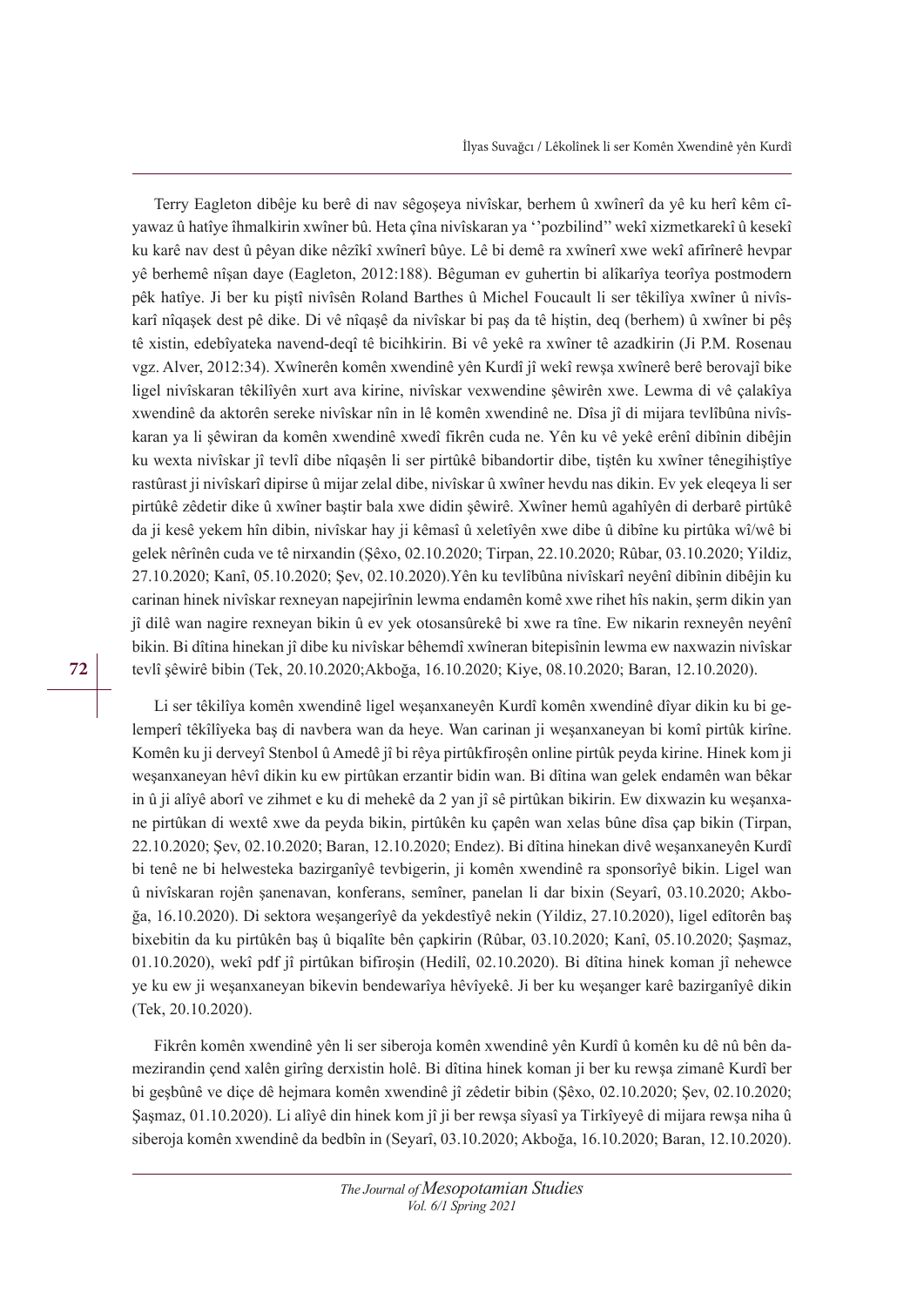Terry Eagleton dibêje ku berê di nav sêgoşeya nivîskar, berhem û xwînerî da yê ku herî kêm cîyawaz û hatîye îhmalkirin xwîner bû. Heta çîna nivîskaran ya ''pozbilind'' wekî xizmetkarekî û kesekî ku karê nav dest û pêyan dike nêzîkî xwînerî bûye. Lê bi demê ra xwînerî xwe wekî afirînerê hevpar yê berhemê nîşan daye (Eagleton, 2012:188). Bêguman ev guhertin bi alîkarîya teorîya postmodern pêk hatîye. Ji ber ku piştî nivîsên Roland Barthes û Michel Foucault li ser têkilîya xwîner û nivîskarî nîqaşek dest pê dike. Di vê nîqaşê da nivîskar bi paş da tê hiştin, deq (berhem) û xwîner bi pêş tê xistin, edebîyateka navend-deqî tê bicihkirin. Bi vê yekê ra xwîner tê azadkirin (Ji P.M. Rosenau vgz. Alver, 2012:34). Xwînerên komên xwendinê yên Kurdî jî wekî rewşa xwînerê berê berovajî bike ligel nivîskaran têkilîyên xurt ava kirine, nivîskar vexwendine şêwirên xwe. Lewma di vê çalakîya xwendinê da aktorên sereke nivîskar nîn in lê komên xwendinê ne. Dîsa jî di mijara tevlîbûna nivîskaran ya li şêwiran da komên xwendinê xwedî fikrên cuda ne. Yên ku vê yekê erênî dibînin dibêjin ku wexta nivîskar jî tevlî dibe nîqaşên li ser pirtûkê bibandortir dibe, tiştên ku xwîner tênegihiştîye rastûrast ji nivîskarî dipirse û mijar zelal dibe, nivîskar û xwîner hevdu nas dikin. Ev yek eleqeya li ser pirtûkê zêdetir dike û xwîner baştir bala xwe didin şêwirê. Xwîner hemû agahîyên di derbarê pirtûkê da ji kesê yekem hîn dibin, nivîskar hay ji kêmasî û xeletîyên xwe dibe û dibîne ku pirtûka wî/wê bi gelek nêrînên cuda ve tê nirxandin (Şêxo, 02.10.2020; Tirpan, 22.10.2020; Rûbar, 03.10.2020; Yildiz, 27.10.2020; Kanî, 05.10.2020; Şev, 02.10.2020).Yên ku tevlîbûna nivîskarî neyênî dibînin dibêjin ku carinan hinek nivîskar rexneyan napejirînin lewma endamên komê xwe rihet hîs nakin, şerm dikin yan jî dilê wan nagire rexneyan bikin û ev yek otosansûrekê bi xwe ra tîne. Ew nikarin rexneyên neyênî bikin. Bi dîtina hinekan jî dibe ku nivîskar bêhemdî xwîneran bitepisînin lewma ew naxwazin nivîskar tevlî şêwirê bibin (Tek, 20.10.2020;Akboğa, 16.10.2020; Kiye, 08.10.2020; Baran, 12.10.2020).

Li ser têkilîya komên xwendinê ligel weşanxaneyên Kurdî komên xwendinê dîyar dikin ku bi gelemperî têkilîyeka baş di navbera wan da heye. Wan carinan ji weşanxaneyan bi komî pirtûk kirîne. Komên ku ji derveyî Stenbol û Amedê jî bi rêya pirtûkfiroşên online pirtûk peyda kirine. Hinek kom ji weşanxaneyan hêvî dikin ku ew pirtûkan erzantir bidin wan. Bi dîtina wan gelek endamên wan bêkar in û ji alîyê aborî ve zihmet e ku di mehekê da 2 yan jî sê pirtûkan bikirin. Ew dixwazin ku weşanxane pirtûkan di wextê xwe da peyda bikin, pirtûkên ku çapên wan xelas bûne dîsa çap bikin (Tirpan, 22.10.2020; Şev, 02.10.2020; Baran, 12.10.2020; Endez). Bi dîtina hinekan divê weşanxaneyên Kurdî bi tenê ne bi helwesteka bazirganîyê tevbigerin, ji komên xwendinê ra sponsorîyê bikin. Ligel wan û nivîskaran rojên şanenavan, konferans, semîner, panelan li dar bixin (Seyarî, 03.10.2020; Akboğa, 16.10.2020). Di sektora weşangerîyê da yekdestîyê nekin (Yildiz, 27.10.2020), ligel edîtorên baş bixebitin da ku pirtûkên baş û biqalîte bên çapkirin (Rûbar, 03.10.2020; Kanî, 05.10.2020; Şaşmaz, 01.10.2020), wekî pdf jî pirtûkan bifiroşin (Hedilî, 02.10.2020). Bi dîtina hinek koman jî nehewce ye ku ew ji weşanxaneyan bikevin bendewarîya hêvîyekê. Ji ber ku weşanger karê bazirganîyê dikin (Tek, 20.10.2020).

Fikrên komên xwendinê yên li ser siberoja komên xwendinê yên Kurdî û komên ku dê nû bên damezirandin çend xalên girîng derxistin holê. Bi dîtina hinek koman ji ber ku rewşa zimanê Kurdî ber bi geşbûnê ve diçe dê hejmara komên xwendinê jî zêdetir bibin (Şêxo, 02.10.2020; Şev, 02.10.2020; Şaşmaz, 01.10.2020). Li alîyê din hinek kom jî ji ber rewşa sîyasî ya Tirkîyeyê di mijara rewşa niha û siberoja komên xwendinê da bedbîn in (Seyarî, 03.10.2020; Akboğa, 16.10.2020; Baran, 12.10.2020).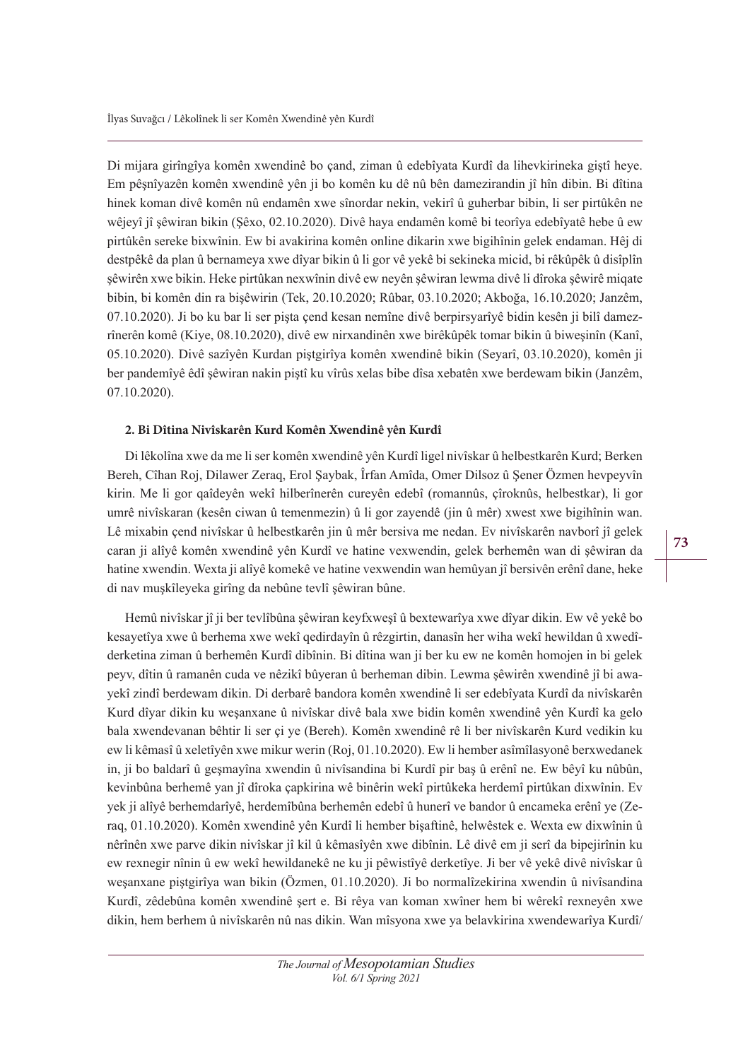Di mijara girîngîya komên xwendinê bo çand, ziman û edebîyata Kurdî da lihevkirineka giştî heye. Em pêşnîyazên komên xwendinê yên ji bo komên ku dê nû bên damezirandin jî hîn dibin. Bi dîtina hinek koman divê komên nû endamên xwe sînordar nekin, vekirî û guherbar bibin, li ser pirtûkên ne wêjeyî jî şêwiran bikin (Şêxo, 02.10.2020). Divê haya endamên komê bi teorîya edebîyatê hebe û ew pirtûkên sereke bixwînin. Ew bi avakirina komên online dikarin xwe bigihînin gelek endaman. Hêj di destpêkê da plan û bernameya xwe dîyar bikin û li gor vê yekê bi sekineka micid, bi rêkûpêk û disîplîn şêwirên xwe bikin. Heke pirtûkan nexwînin divê ew neyên şêwiran lewma divê li dîroka şêwirê miqate bibin, bi komên din ra bişêwirin (Tek, 20.10.2020; Rûbar, 03.10.2020; Akboğa, 16.10.2020; Janzêm, 07.10.2020). Ji bo ku bar li ser pişta çend kesan nemîne divê berpirsyarîyê bidin kesên ji bilî damezrînerên komê (Kiye, 08.10.2020), divê ew nirxandinên xwe birêkûpêk tomar bikin û biweşînin (Kanî, 05.10.2020). Divê sazîyên Kurdan piştgirîya komên xwendinê bikin (Seyarî, 03.10.2020), komên ji ber pandemîyê êdî şêwiran nakin piştî ku vîrûs xelas bibe dîsa xebatên xwe berdewam bikin (Janzêm, 07.10.2020).

## 2. Bi Dîtina Nivîskarên Kurd Komên Xwendinê yên Kurdî

Di lêkolîna xwe da me li ser komên xwendinê yên Kurdî ligel nivîskar û helbestkarên Kurd; Berken Bereh, Cîhan Roj, Dilawer Zeraq, Erol Şaybak, Îrfan Amîda, Omer Dilsoz û Şener Özmen hevpeyvîn kirin. Me li gor qaîdeyên wekî hilberînerên cureyên edebî (romannûs, çîroknûs, helbestkar), li gor umrê nivîskaran (kesên ciwan û temenmezin) û li gor zayendê (jin û mêr) xwest xwe bigihînin wan. Lê mixabin çend nivîskar û helbestkarên jin û mêr bersiva me nedan. Ev nivîskarên navborî jî gelek caran ji alîyê komên xwendinê yên Kurdî ve hatine vexwendin, gelek berhemên wan di şêwiran da hatine xwendin. Wexta ji alîyê komekê ve hatine vexwendin wan hemûyan jî bersivên erênî dane, heke di nav muşkîleyeka girîng da nebûne tevlî şêwiran bûne.

Hemû nivîskar jî ji ber tevlîbûna şêwiran keyfxweşî û bextewarîya xwe dîyar dikin. Ew vê yekê bo kesayetîya xwe û berhema xwe wekî qedirdayîn û rêzgirtin, danasîn her wiha wekî hewildan û xwedîderketina ziman û berhemên Kurdî dibînin. Bi dîtina wan ji ber ku ew ne komên homojen in bi gelek peyv, dîtin û ramanên cuda ve nêzikî bûyeran û berheman dibin. Lewma şêwirên xwendinê jî bi awayekî zindî berdewam dikin. Di derbarê bandora komên xwendinê li ser edebîyata Kurdî da nivîskarên Kurd dîyar dikin ku weşanxane û nivîskar divê bala xwe bidin komên xwendinê yên Kurdî ka gelo bala xwendevanan bêhtir li ser çi ye (Bereh). Komên xwendinê rê li ber nivîskarên Kurd vedikin ku ew li kêmasî û xeletîyên xwe mikur werin (Roj, 01.10.2020). Ew li hember asîmîlasyonê berxwedanek in, ji bo baldarî û geşmayîna xwendin û nivîsandina bi Kurdî pir baş û erênî ne. Ew bêyî ku nûbûn, kevinbûna berhemê yan jî dîroka çapkirina wê binêrin wekî pirtûkeka herdemî pirtûkan dixwînin. Ev yek ji alîyê berhemdarîyê, herdemîbûna berhemên edebî û hunerî ve bandor û encameka erênî ye (Zeraq, 01.10.2020). Komên xwendinê yên Kurdî li hember bişaftinê, helwêstek e. Wexta ew dixwînin û nêrînên xwe parve dikin nivîskar jî kil û kêmasîyên xwe dibînin. Lê divê em ji serî da bipejirînin ku ew rexnegir nînin û ew wekî hewildanekê ne ku ji pêwistîyê derketîye. Ji ber vê yekê divê nivîskar û weşanxane piştgirîya wan bikin (Özmen, 01.10.2020). Ji bo normalîzekirina xwendin û nivîsandina Kurdî, zêdebûna komên xwendinê şert e. Bi rêya van koman xwîner hem bi wêrekî rexneyên xwe dikin, hem berhem û nivîskarên nû nas dikin. Wan mîsyona xwe ya belavkirina xwendewarîya Kurdî/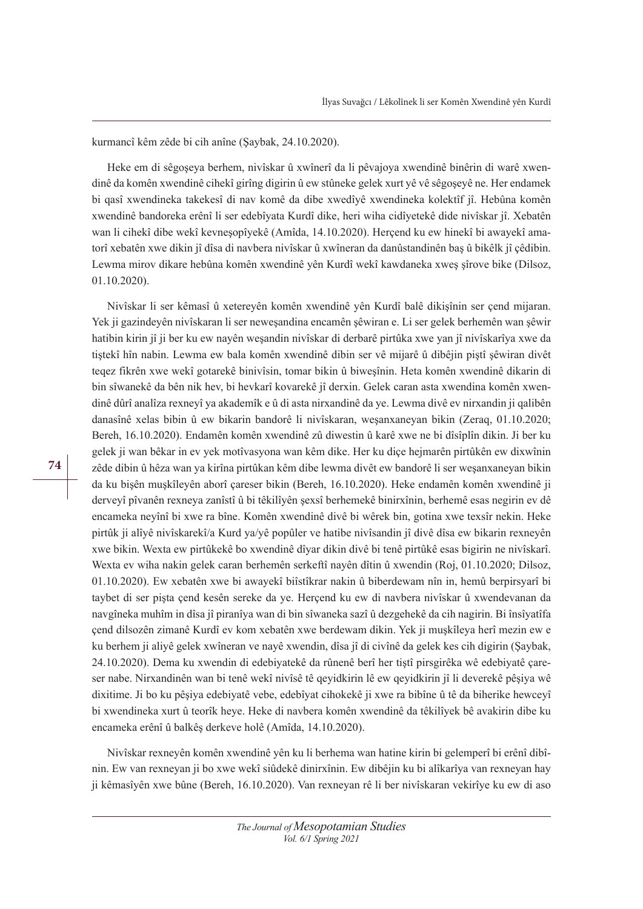kurmancî kêm zêde bi cih anîne (Şaybak, 24.10.2020).

Heke em di sêgoşeya berhem, nivîskar û xwînerî da li pêvajoya xwendinê binêrin di warê xwendinê da komên xwendinê cihekî girîng digirin û ew stûneke gelek xurt yê vê sêgoşeyê ne. Her endamek bi qasî xwendineka takekesî di nav komê da dibe xwedîyê xwendineka kolektîf jî. Hebûna komên xwendinê bandoreka erênî li ser edebîyata Kurdî dike, heri wiha cidîyetekê dide nivîskar jî. Xebatên wan li cihekî dibe wekî kevneşopîyekê (Amîda, 14.10.2020). Herçend ku ew hinekî bi awayekî amatorî xebatên xwe dikin jî dîsa di navbera nivîskar û xwîneran da danûstandinên baş û bikêlk jî çêdibin. Lewma mirov dikare hebûna komên xwendinê yên Kurdî wekî kawdaneka xweş şîrove bike (Dilsoz, 01.10.2020).

Nivîskar li ser kêmasî û xetereyên komên xwendinê yên Kurdî balê dikişînin ser çend mijaran. Yek ji gazindeyên nivîskaran li ser neweşandina encamên şêwiran e. Li ser gelek berhemên wan şêwir hatibin kirin jî ji ber ku ew nayên weşandin nivîskar di derbarê pirtûka xwe yan jî nivîskarîya xwe da tiştekî hîn nabin. Lewma ew bala komên xwendinê dibin ser vê mijarê û dibêjin piştî şêwiran divêt teqez fikrên xwe wekî gotarekê binivîsin, tomar bikin û biweşînin. Heta komên xwendinê dikarin di bin sîwanekê da bên nik hev, bi hevkarî kovarekê jî derxin. Gelek caran asta xwendina komên xwendinê dûrî analîza rexneyî ya akademîk e û di asta nirxandinê da ye. Lewma divê ev nirxandin ji qalibên danasînê xelas bibin û ew bikarin bandorê li nivîskaran, weşanxaneyan bikin (Zeraq, 01.10.2020; Bereh, 16.10.2020). Endamên komên xwendinê zû diwestin û karê xwe ne bi dîsîplîn dikin. Ji ber ku gelek ji wan bêkar in ev yek motîvasyona wan kêm dike. Her ku diçe hejmarên pirtûkên ew dixwînin zêde dibin û hêza wan ya kirîna pirtûkan kêm dibe lewma divêt ew bandorê li ser weşanxaneyan bikin da ku bişên muşkîleyên aborî çareser bikin (Bereh, 16.10.2020). Heke endamên komên xwendinê ji derveyî pîvanên rexneya zanîstî û bi têkilîyên şexsî berhemekê binirxînin, berhemê esas negirin ev dê encameka neyînî bi xwe ra bîne. Komên xwendinê divê bi wêrek bin, gotina xwe texsîr nekin. Heke pirtûk ji alîyê nivîskarekî/a Kurd ya/yê popûler ve hatibe nivîsandin jî divê dîsa ew bikarin rexneyên xwe bikin. Wexta ew pirtûkekê bo xwendinê dîyar dikin divê bi tenê pirtûkê esas bigirin ne nivîskarî. Wexta ev wiha nakin gelek caran berhemên serkeftî nayên dîtin û xwendin (Roj, 01.10.2020; Dilsoz, 01.10.2020). Ew xebatên xwe bi awayekî biîstîkrar nakin û biberdewam nîn in, hemû berpirsyarî bi taybet di ser pişta çend kesên sereke da ye. Herçend ku ew di navbera nivîskar û xwendevanan da navgîneka muhîm in dîsa jî piranîya wan di bin sîwaneka sazî û dezgehekê da cih nagirin. Bi însîyatîfa çend dilsozên zimanê Kurdî ev kom xebatên xwe berdewam dikin. Yek ji muşkîleya herî mezin ew e ku berhem ji aliyê gelek xwîneran ve nayê xwendin, dîsa jî di civînê da gelek kes cih digirin (Şaybak, 24.10.2020). Dema ku xwendin di edebiyatekê da rûnenê berî her tiştî pirsgirêka wê edebiyatê çareser nabe. Nirxandinên wan bi tenê wekî nivîsê tê qeyidkirin lê ew qeyidkirin jî li deverekê pêşiya wê dixitime. Ji bo ku pêşiya edebiyatê vebe, edebîyat cihokekê ji xwe ra bibîne û tê da biherike hewceyî bi xwendineka xurt û teorîk heye. Heke di navbera komên xwendinê da têkilîyek bê avakirin dibe ku encameka erênî û balkêş derkeve holê (Amîda, 14.10.2020).

Nivîskar rexneyên komên xwendinê yên ku li berhema wan hatine kirin bi gelemperî bi erênî dibînin. Ew van rexneyan ji bo xwe wekî siûdekê dinirxînin. Ew dibêjin ku bi alîkarîya van rexneyan hay ji kêmasîyên xwe bûne (Bereh, 16.10.2020). Van rexneyan rê li ber nivîskaran vekirîye ku ew di aso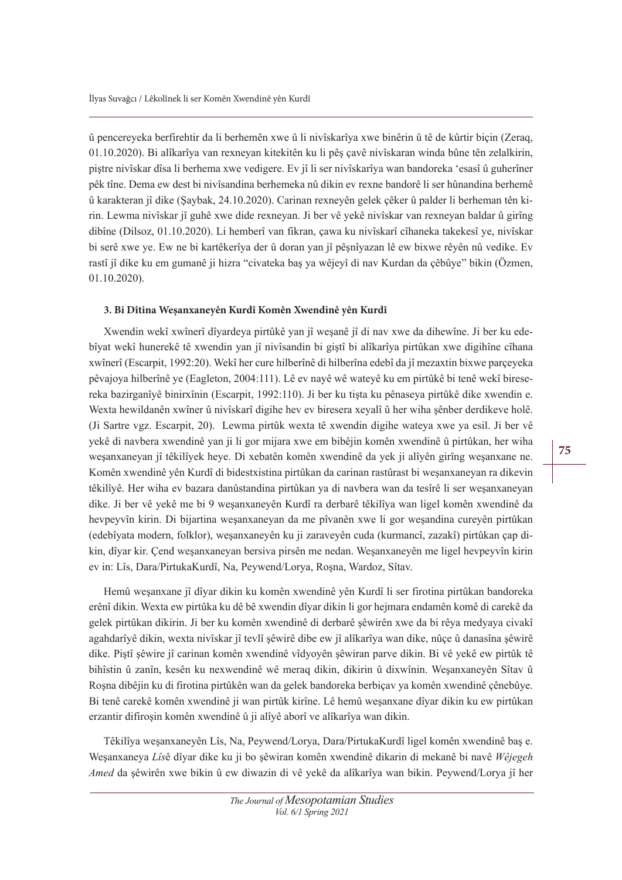û pencereyeka berfirehtir da li berhemên xwe û li nivîskarîya xwe binêrin û tê de kûrtir biçin (Zeraq, 01.10.2020). Bi alîkarîya van rexneyan kitekitên ku li pêş çavê nivîskaran winda bûne tên zelalkirin, piştre nivîskar dîsa li berhema xwe vedigere. Ev jî li ser nivîskarîya wan bandoreka 'esasî û guherîner pêk tîne. Dema ew dest bi nivîsandina berhemeka nû dikin ev rexne bandorê li ser hûnandina berhemê û karakteran jî dike (Şaybak, 24.10.2020). Carinan rexneyên gelek çêker û palder li berheman tên kirin. Lewma nivîskar jî guhê xwe dide rexneyan. Ji ber vê yekê nivîskar van rexneyan baldar û girîng dibîne (Dilsoz, 01.10.2020). Li hemberî van fikran, çawa ku nivîskarî cîhaneka takekesî ye, nivîskar bi serê xwe ye. Ew ne bi kartêkerîya der û doran yan jî pêşnîyazan lê ew bixwe rêyên nû vedike. Ev rastî jî dike ku em gumanê ji hizra "civateka baş ya wêjeyî di nav Kurdan da çêbûye" bikin (Özmen, 01.10.2020).

### 3. Bi Dîtina Weşanxaneyên Kurdî Komên Xwendinê yên Kurdî

Xwendin wekî xwînerî dîyardeya pirtûkê yan jî weşanê jî di nav xwe da dihewîne. Ji ber ku edebîyat wekî hunerekê tê xwendin yan jî nivîsandin bi giştî bi alîkarîya pirtûkan xwe digihîne cîhana xwînerî (Escarpit, 1992:20). Wekî her cure hilberînê di hilberîna edebî da jî mezaxtin bixwe parçeyeka pêvajoya hilberînê ye (Eagleton, 2004:111). Lê ev nayê wê wateyê ku em pirtûkê bi tenê wekî biresereka bazirganîyê binirxînin (Escarpit, 1992:110). Ji ber ku tişta ku pênaseya pirtûkê dike xwendin e. Wexta hewildanên xwîner û nivîskarî digihe hev ev biresera xeyalî û her wiha şênber derdikeve holê. (Ji Sartre vgz. Escarpit, 20). Lewma pirtûk wexta tê xwendin digihe wateya xwe ya esil. Ji ber vê yekê di navbera xwendinê yan ji li gor mijara xwe em bibêjin komên xwendinê û pirtûkan, her wiha weşanxaneyan jî têkilîyek heye. Di xebatên komên xwendinê da yek ji alîyên girîng weşanxane ne. Komên xwendinê yên Kurdî di bidestxistina pirtûkan da carinan rastûrast bi weşanxaneyan ra dikevin têkilîyê. Her wiha ev bazara danûstandina pirtûkan ya di navbera wan da tesîrê li ser weşanxaneyan dike. Ji ber vê yekê me bi 9 weşanxaneyên Kurdî ra derbarê têkilîya wan ligel komên xwendinê da hevpeyvîn kirin. Di bijartina weşanxaneyan da me pîvanên xwe li gor weşandina cureyên pirtûkan (edebîyata modern, folklor), weşanxaneyên ku ji zaraveyên cuda (kurmancî, zazakî) pirtûkan çap dikin, dîyar kir. Çend weşanxaneyan bersiva pirsên me nedan. Weşanxaneyên me ligel hevpeyvîn kirin ev in: Lîs, Dara/PirtukaKurdî, Na, Peywend/Lorya, Roşna, Wardoz, Sîtav.

Hemû weşanxane jî dîyar dikin ku komên xwendinê yên Kurdî li ser firotina pirtûkan bandoreka erênî dikin. Wexta ew pirtûka ku dê bê xwendin dîyar dikin li gor hejmara endamên komê di carekê da gelek pirtûkan dikirin. Ji ber ku komên xwendinê di derbarê şêwirên xwe da bi rêya medyaya civakî agahdarîyê dikin, wexta nivîskar jî tevlî şêwirê dibe ew jî alîkarîya wan dike, nûçe û danasîna şêwirê dike. Piştî şêwire jî carinan komên xwendinê vîdyoyên şêwiran parve dikin. Bi vê yekê ew pirtûk tê bihîstin û zanîn, kesên ku nexwendinê wê meraq dikin, dikirin û dixwînin. Weşanxaneyên Sîtav û Roşna dibêjin ku di firotina pirtûkên wan da gelek bandoreka berbiçav ya komên xwendinê çênebûye. Bi tenê carekê komên xwendinê ji wan pirtûk kirîne. Lê hemû weşanxane dîyar dikin ku ew pirtûkan erzantir difiroşin komên xwendinê û ji alîyê aborî ve alîkarîya wan dikin.

Têkilîya weşanxaneyên Lîs, Na, Peywend/Lorya, Dara/PirtukaKurdî ligel komên xwendinê baş e. Weşanxaneya *Lîs*ê dîyar dike ku ji bo şêwiran komên xwendinê dikarin di mekanê bi navê *Wêjegeh Amed* da şêwirên xwe bikin û ew diwazin di vê yekê da alîkarîya wan bikin. Peywend/Lorya jî her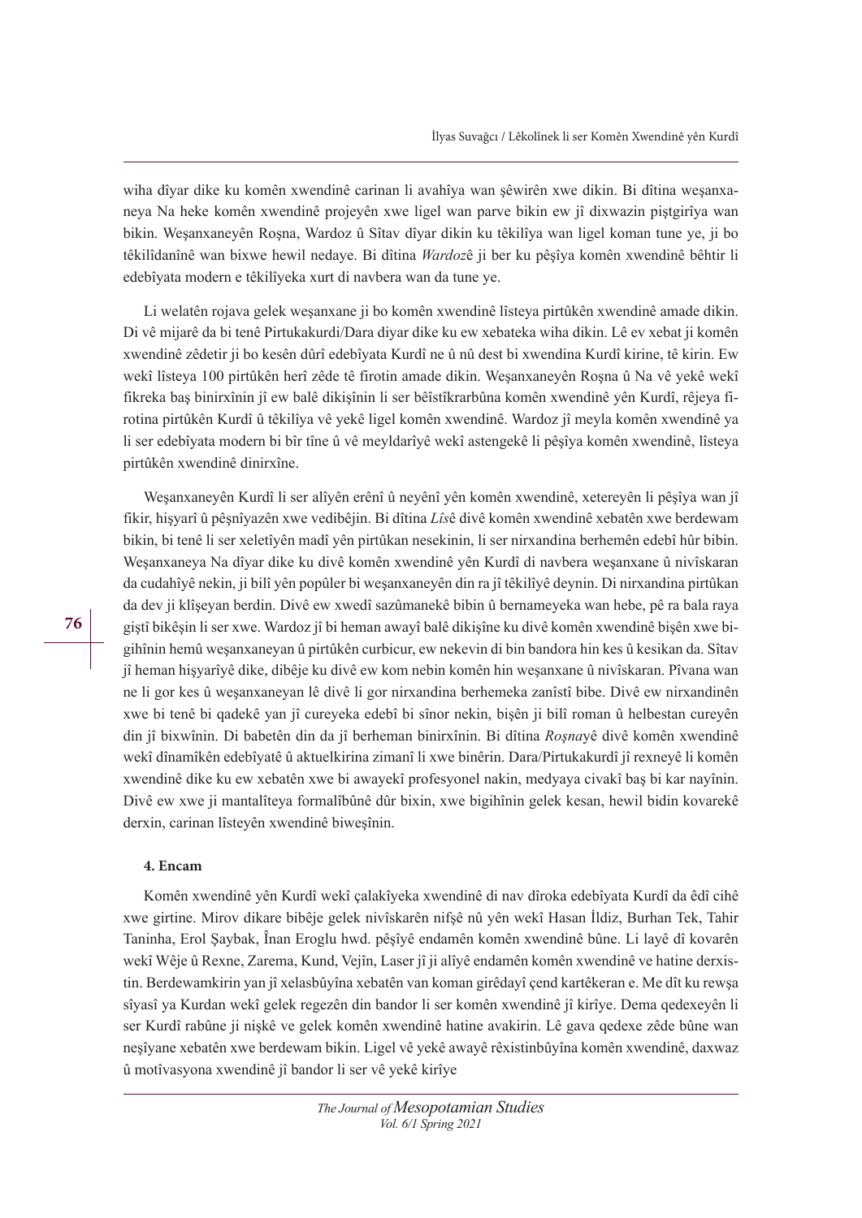wiha dîyar dike ku komên xwendinê carinan li avahîya wan şêwirên xwe dikin. Bi dîtina weşanxaneya Na heke komên xwendinê projeyên xwe ligel wan parve bikin ew jî dixwazin piştgirîya wan bikin. Weşanxaneyên Roşna, Wardoz û Sîtav dîyar dikin ku têkilîya wan ligel koman tune ye, ji bo têkilîdanînê wan bixwe hewil nedaye. Bi dîtina *Wardoz*ê ji ber ku pêşîya komên xwendinê bêhtir li edebîyata modern e têkilîyeka xurt di navbera wan da tune ye.

Li welatên rojava gelek weşanxane ji bo komên xwendinê lîsteya pirtûkên xwendinê amade dikin. Di vê mijarê da bi tenê Pirtukakurdi/Dara diyar dike ku ew xebateka wiha dikin. Lê ev xebat ji komên xwendinê zêdetir ji bo kesên dûrî edebîyata Kurdî ne û nû dest bi xwendina Kurdî kirine, tê kirin. Ew wekî lîsteya 100 pirtûkên herî zêde tê firotin amade dikin. Weşanxaneyên Roşna û Na vê yekê wekî fikreka baş binirxînin jî ew balê dikişînin li ser bêîstîkrarbûna komên xwendinê yên Kurdî, rêjeya firotina pirtûkên Kurdî û têkilîya vê yekê ligel komên xwendinê. Wardoz jî meyla komên xwendinê ya li ser edebîyata modern bi bîr tîne û vê meyldarîyê wekî astengekê li pêşîya komên xwendinê, lîsteya pirtûkên xwendinê dinirxîne.

Weşanxaneyên Kurdî li ser alîyên erênî û neyênî yên komên xwendinê, xetereyên li pêşîya wan jî fikir, hişyarî û pêşnîyazên xwe vedibêjin. Bi dîtina *Lîs*ê divê komên xwendinê xebatên xwe berdewam bikin, bi tenê li ser xeletîyên madî yên pirtûkan nesekinin, li ser nirxandina berhemên edebî hûr bibin. Weşanxaneya Na dîyar dike ku divê komên xwendinê yên Kurdî di navbera weşanxane û nivîskaran da cudahîyê nekin, ji bilî yên popûler bi weşanxaneyên din ra jî têkilîyê deynin. Di nirxandina pirtûkan da dev ji klîşeyan berdin. Divê ew xwedî sazûmanekê bibin û bernameyeka wan hebe, pê ra bala raya giştî bikêşin li ser xwe. Wardoz jî bi heman awayî balê dikişîne ku divê komên xwendinê bişên xwe bigihînin hemû weşanxaneyan û pirtûkên curbicur, ew nekevin di bin bandora hin kes û kesikan da. Sîtav jî heman hişyarîyê dike, dibêje ku divê ew kom nebin komên hin weşanxane û nivîskaran. Pîvana wan ne li gor kes û weşanxaneyan lê divê li gor nirxandina berhemeka zanîstî bibe. Divê ew nirxandinên xwe bi tenê bi qadekê yan jî cureyeka edebî bi sînor nekin, bişên ji bilî roman û helbestan cureyên din jî bixwînin. Di babetên din da jî berheman binirxînin. Bi dîtina *Roşna*yê divê komên xwendinê wekî dînamîkên edebîyatê û aktuelkirina zimanî li xwe binêrin. Dara/Pirtukakurdî jî rexneyê li komên xwendinê dike ku ew xebatên xwe bi awayekî profesyonel nakin, medyaya civakî baş bi kar nayînin. Divê ew xwe ji mantalîteya formalîbûnê dûr bixin, xwe bigihînin gelek kesan, hewil bidin kovarekê derxin, carinan lîsteyên xwendinê biweşînin.

#### 4. Encam

Komên xwendinê yên Kurdî wekî çalakîyeka xwendinê di nav dîroka edebîyata Kurdî da êdî cihê xwe girtine. Mirov dikare bibêje gelek nivîskarên nifşê nû yên wekî Hasan İldiz, Burhan Tek, Tahir Taninha, Erol Şaybak, Înan Eroglu hwd. pêşîyê endamên komên xwendinê bûne. Li layê dî kovarên wekî Wêje û Rexne, Zarema, Kund, Vejîn, Laser jî ji alîyê endamên komên xwendinê ve hatine derxistin. Berdewamkirin yan jî xelasbûyîna xebatên van koman girêdayî çend kartêkeran e. Me dît ku rewşa sîyasî ya Kurdan wekî gelek regezên din bandor li ser komên xwendinê jî kirîye. Dema qedexeyên li ser Kurdî rabûne ji nişkê ve gelek komên xwendinê hatine avakirin. Lê gava qedexe zêde bûne wan neşîyane xebatên xwe berdewam bikin. Ligel vê yekê awayê rêxistinbûyîna komên xwendinê, daxwaz û motîvasyona xwendinê jî bandor li ser vê yekê kirîye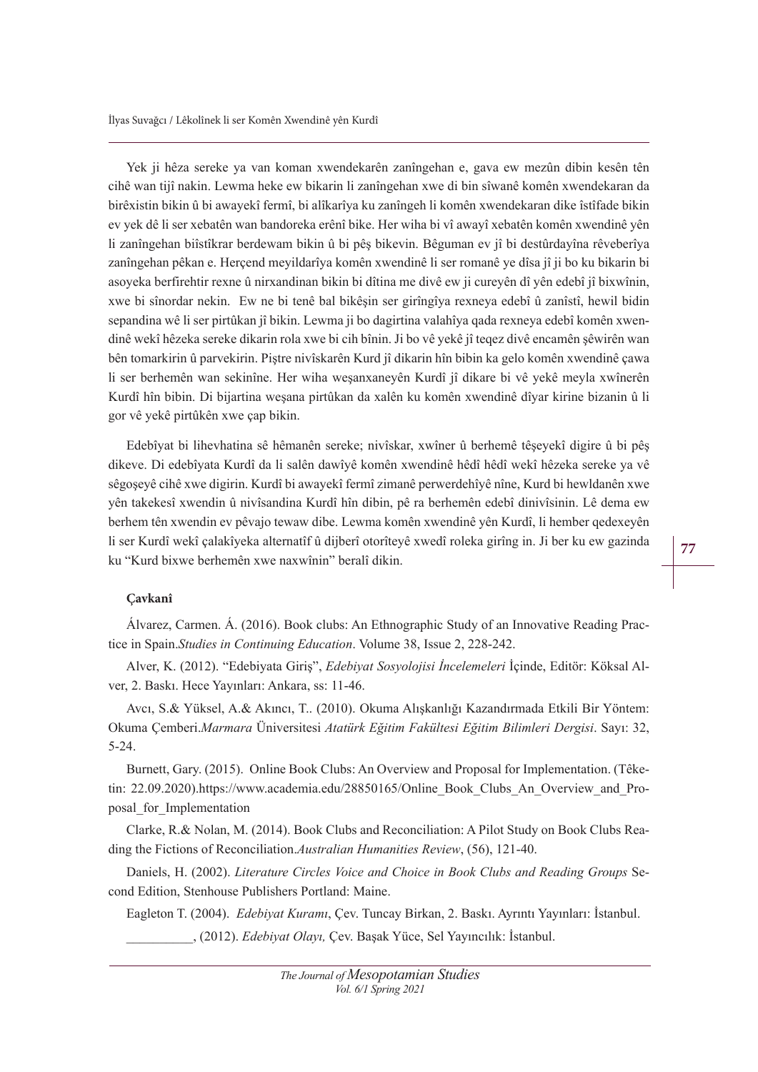Yek ji hêza sereke ya van koman xwendekarên zanîngehan e, gava ew mezûn dibin kesên tên cihê wan tijî nakin. Lewma heke ew bikarin li zanîngehan xwe di bin sîwanê komên xwendekaran da birêxistin bikin û bi awayekî fermî, bi alîkarîya ku zanîngeh li komên xwendekaran dike îstîfade bikin ev yek dê li ser xebatên wan bandoreka erênî bike. Her wiha bi vî awayî xebatên komên xwendinê yên li zanîngehan biîstîkrar berdewam bikin û bi pêş bikevin. Bêguman ev jî bi destûrdayîna rêveberîya zanîngehan pêkan e. Herçend meyildarîya komên xwendinê li ser romanê ye dîsa jî ji bo ku bikarin bi asoyeka berfirehtir rexne û nirxandinan bikin bi dîtina me divê ew ji cureyên dî yên edebî jî bixwînin, xwe bi sînordar nekin. Ew ne bi tenê bal bikêşin ser girîngîya rexneya edebî û zanîstî, hewil bidin sepandina wê li ser pirtûkan jî bikin. Lewma ji bo dagirtina valahîya qada rexneya edebî komên xwendinê wekî hêzeka sereke dikarin rola xwe bi cih bînin. Ji bo vê yekê jî teqez divê encamên şêwirên wan bên tomarkirin û parvekirin. Piştre nivîskarên Kurd jî dikarin hîn bibin ka gelo komên xwendinê çawa li ser berhemên wan sekinîne. Her wiha weşanxaneyên Kurdî jî dikare bi vê yekê meyla xwînerên Kurdî hîn bibin. Di bijartina weşana pirtûkan da xalên ku komên xwendinê dîyar kirine bizanin û li gor vê yekê pirtûkên xwe çap bikin.

Edebîyat bi lihevhatina sê hêmanên sereke; nivîskar, xwîner û berhemê têşeyekî digire û bi pêş dikeve. Di edebîyata Kurdî da li salên dawîyê komên xwendinê hêdî hêdî wekî hêzeka sereke ya vê sêgoşeyê cihê xwe digirin. Kurdî bi awayekî fermî zimanê perwerdehîyê nîne, Kurd bi hewldanên xwe yên takekesî xwendin û nivîsandina Kurdî hîn dibin, pê ra berhemên edebî dinivîsinin. Lê dema ew berhem tên xwendin ev pêvajo tewaw dibe. Lewma komên xwendinê yên Kurdî, li hember qedexeyên li ser Kurdî wekî çalakîyeka alternatîf û dijberî otorîteyê xwedî roleka girîng in. Ji ber ku ew gazinda ku "Kurd bixwe berhemên xwe naxwînin" beralî dikin.

### Çavkanî

Álvarez, Carmen. Á. (2016). Book clubs: An Ethnographic Study of an Innovative Reading Practice in Spain.*Studies in Continuing Education*. Volume 38, Issue 2, 228-242.

Alver, K. (2012). "Edebiyata Giriş", *Edebiyat Sosyolojisi İncelemeleri* İçinde, Editör: Köksal Alver, 2. Baskı. Hece Yayınları: Ankara, ss: 11-46.

Avcı, S.& Yüksel, A.& Akıncı, T.. (2010). Okuma Alışkanlığı Kazandırmada Etkili Bir Yöntem: Okuma Çemberi.*Marmara* Üniversitesi *Atatürk Eğitim Fakültesi Eğitim Bilimleri Dergisi*. Sayı: 32, 5-24.

Burnett, Gary. (2015). Online Book Clubs: An Overview and Proposal for Implementation. (Têketin: 22.09.2020).https://www.academia.edu/28850165/Online_Book_Clubs_An_Overview_and_Proposal_for_Implementation

Clarke, R.& Nolan, M. (2014). Book Clubs and Reconciliation: A Pilot Study on Book Clubs Reading the Fictions of Reconciliation.*Australian Humanities Review*, (56), 121-40.

Daniels, H. (2002). *Literature Circles Voice and Choice in Book Clubs and Reading Groups* Second Edition, Stenhouse Publishers Portland: Maine.

Eagleton T. (2004). *Edebiyat Kuramı*, Çev. Tuncay Birkan, 2. Baskı. Ayrıntı Yayınları: İstanbul.

__________, (2012). *Edebiyat Olayı,* Çev. Başak Yüce, Sel Yayıncılık: İstanbul.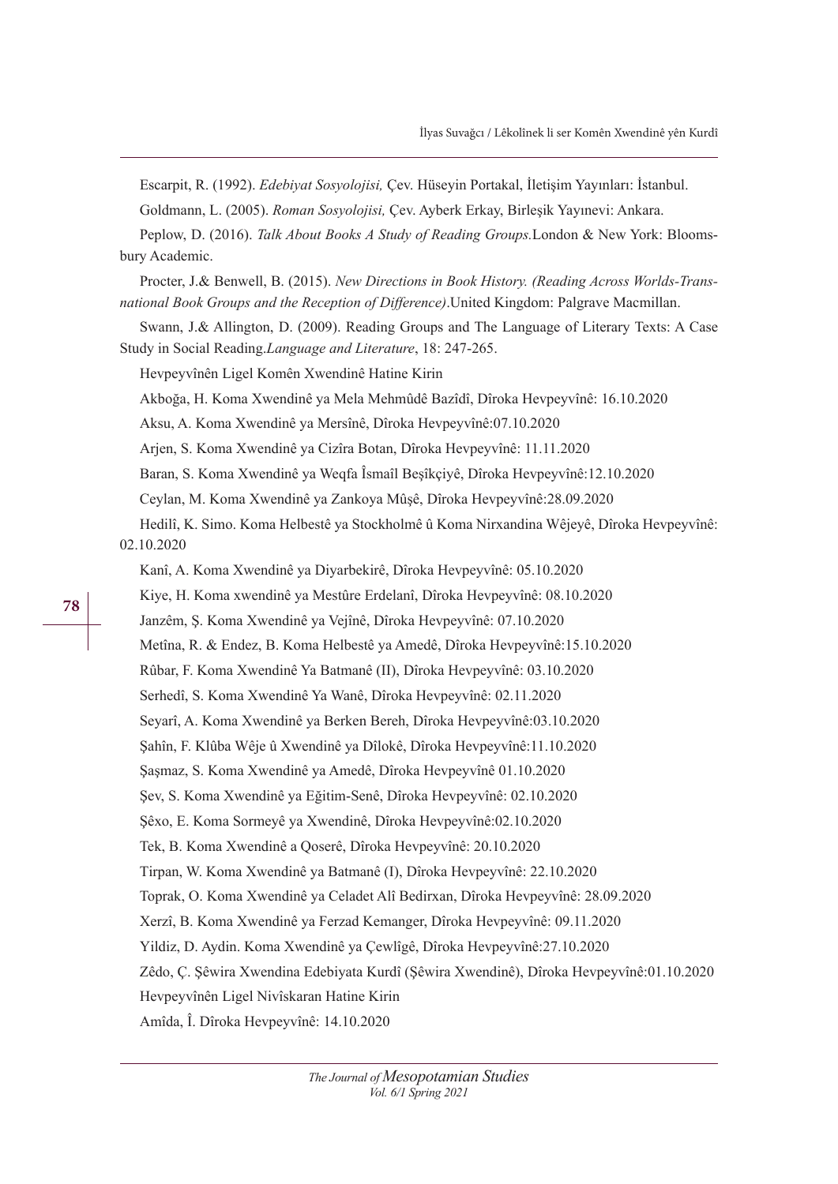Escarpit, R. (1992). *Edebiyat Sosyolojisi,* Çev. Hüseyin Portakal, İletişim Yayınları: İstanbul.

Goldmann, L. (2005). *Roman Sosyolojisi,* Çev. Ayberk Erkay, Birleşik Yayınevi: Ankara.

Peplow, D. (2016). *Talk About Books A Study of Reading Groups.*London & New York: Bloomsbury Academic.

Procter, J.& Benwell, B. (2015). *New Directions in Book History. (Reading Across Worlds-Transnational Book Groups and the Reception of Difference)*.United Kingdom: Palgrave Macmillan.

Swann, J.& Allington, D. (2009). Reading Groups and The Language of Literary Texts: A Case Study in Social Reading.*Language and Literature*, 18: 247-265.

Hevpeyvînên Ligel Komên Xwendinê Hatine Kirin

Akboğa, H. Koma Xwendinê ya Mela Mehmûdê Bazîdî, Dîroka Hevpeyvînê: 16.10.2020

Aksu, A. Koma Xwendinê ya Mersînê, Dîroka Hevpeyvînê:07.10.2020

Arjen, S. Koma Xwendinê ya Cizîra Botan, Dîroka Hevpeyvînê: 11.11.2020

Baran, S. Koma Xwendinê ya Weqfa Îsmaîl Beşîkçiyê, Dîroka Hevpeyvînê:12.10.2020

Ceylan, M. Koma Xwendinê ya Zankoya Mûşê, Dîroka Hevpeyvînê:28.09.2020

Hedilî, K. Simo. Koma Helbestê ya Stockholmê û Koma Nirxandina Wêjeyê, Dîroka Hevpeyvînê: 02.10.2020

Kanî, A. Koma Xwendinê ya Diyarbekirê, Dîroka Hevpeyvînê: 05.10.2020

Kiye, H. Koma xwendinê ya Mestûre Erdelanî, Dîroka Hevpeyvînê: 08.10.2020

Janzêm, Ş. Koma Xwendinê ya Vejînê, Dîroka Hevpeyvînê: 07.10.2020

Metîna, R. & Endez, B. Koma Helbestê ya Amedê, Dîroka Hevpeyvînê:15.10.2020

Rûbar, F. Koma Xwendinê Ya Batmanê (II), Dîroka Hevpeyvînê: 03.10.2020

Serhedî, S. Koma Xwendinê Ya Wanê, Dîroka Hevpeyvînê: 02.11.2020

Seyarî, A. Koma Xwendinê ya Berken Bereh, Dîroka Hevpeyvînê:03.10.2020

Şahîn, F. Klûba Wêje û Xwendinê ya Dîlokê, Dîroka Hevpeyvînê:11.10.2020

Şaşmaz, S. Koma Xwendinê ya Amedê, Dîroka Hevpeyvînê 01.10.2020

Şev, S. Koma Xwendinê ya Eğitim-Senê, Dîroka Hevpeyvînê: 02.10.2020

Şêxo, E. Koma Sormeyê ya Xwendinê, Dîroka Hevpeyvînê:02.10.2020

Tek, B. Koma Xwendinê a Qoserê, Dîroka Hevpeyvînê: 20.10.2020

Tirpan, W. Koma Xwendinê ya Batmanê (I), Dîroka Hevpeyvînê: 22.10.2020

Toprak, O. Koma Xwendinê ya Celadet Alî Bedirxan, Dîroka Hevpeyvînê: 28.09.2020

Xerzî, B. Koma Xwendinê ya Ferzad Kemanger, Dîroka Hevpeyvînê: 09.11.2020

Yildiz, D. Aydin. Koma Xwendinê ya Çewlîgê, Dîroka Hevpeyvînê:27.10.2020

Zêdo, Ç. Şêwira Xwendina Edebiyata Kurdî (Şêwira Xwendinê), Dîroka Hevpeyvînê:01.10.2020

Hevpeyvînên Ligel Nivîskaran Hatine Kirin

Amîda, Î. Dîroka Hevpeyvînê: 14.10.2020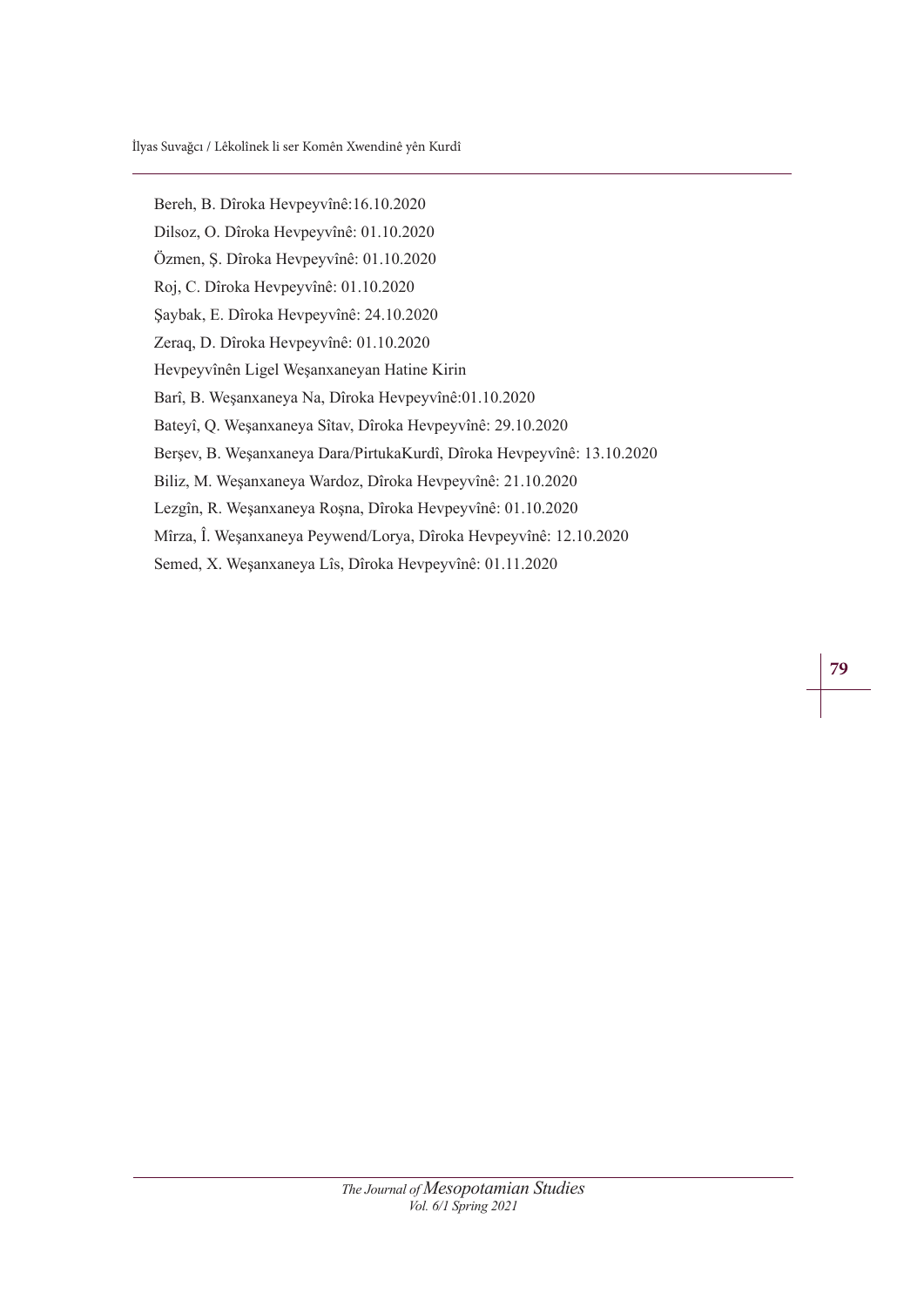Bereh, B. Dîroka Hevpeyvînê:16.10.2020

Dilsoz, O. Dîroka Hevpeyvînê: 01.10.2020

Özmen, Ş. Dîroka Hevpeyvînê: 01.10.2020

Roj, C. Dîroka Hevpeyvînê: 01.10.2020

Şaybak, E. Dîroka Hevpeyvînê: 24.10.2020

Zeraq, D. Dîroka Hevpeyvînê: 01.10.2020

Hevpeyvînên Ligel Weşanxaneyan Hatine Kirin

Barî, B. Weşanxaneya Na, Dîroka Hevpeyvînê:01.10.2020

Bateyî, Q. Weşanxaneya Sîtav, Dîroka Hevpeyvînê: 29.10.2020

Berşev, B. Weşanxaneya Dara/PirtukaKurdî, Dîroka Hevpeyvînê: 13.10.2020

Biliz, M. Weşanxaneya Wardoz, Dîroka Hevpeyvînê: 21.10.2020

Lezgîn, R. Weşanxaneya Roşna, Dîroka Hevpeyvînê: 01.10.2020

Mîrza, Î. Weşanxaneya Peywend/Lorya, Dîroka Hevpeyvînê: 12.10.2020

Semed, X. Weşanxaneya Lîs, Dîroka Hevpeyvînê: 01.11.2020